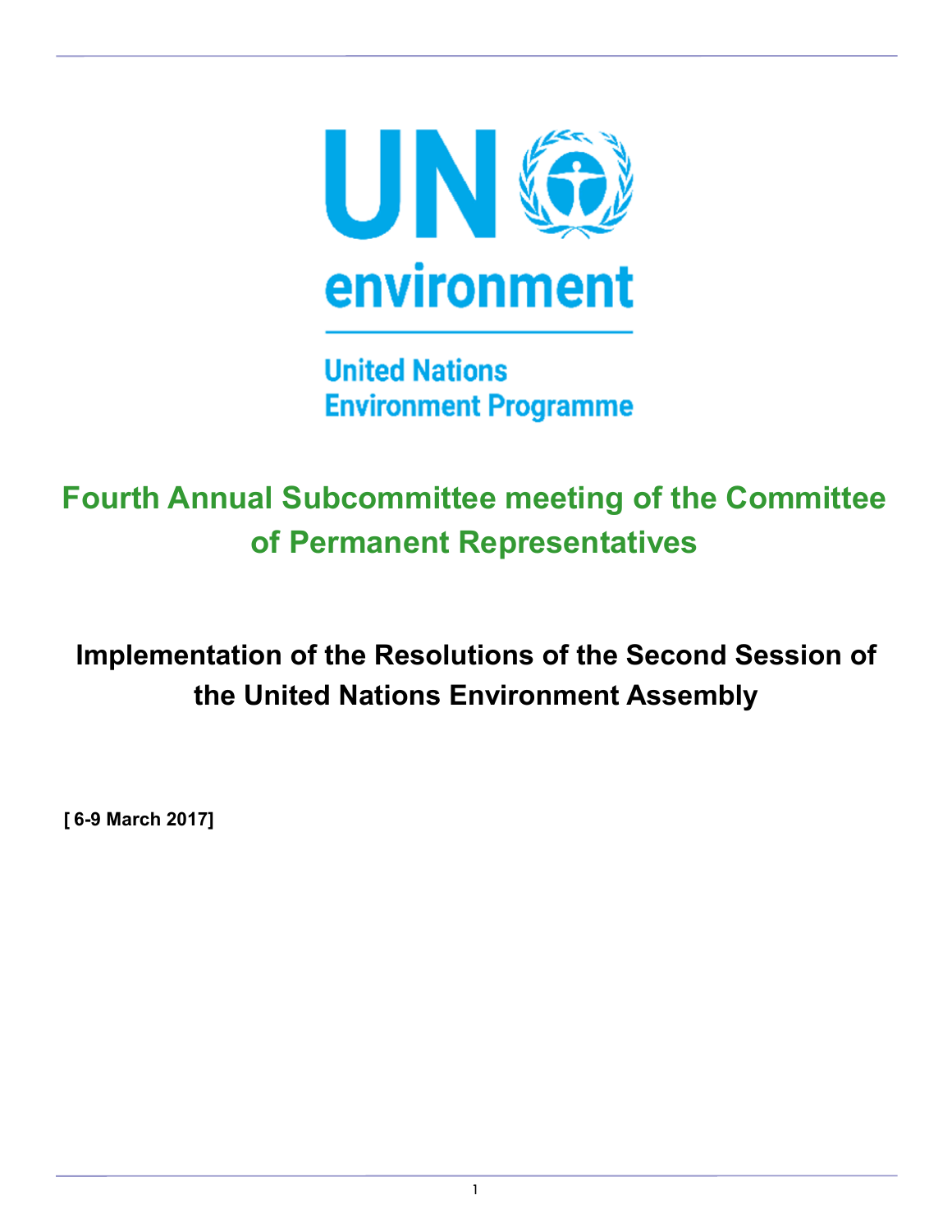UN environment

United Nations Environment Programme

# Fourth Annual Subcommittee meeting of the Committee of Permanent Representatives

## Implementation of the Resolutions of the Second Session of the United Nations Environment Assembly

**[ 6-9 March 2017]**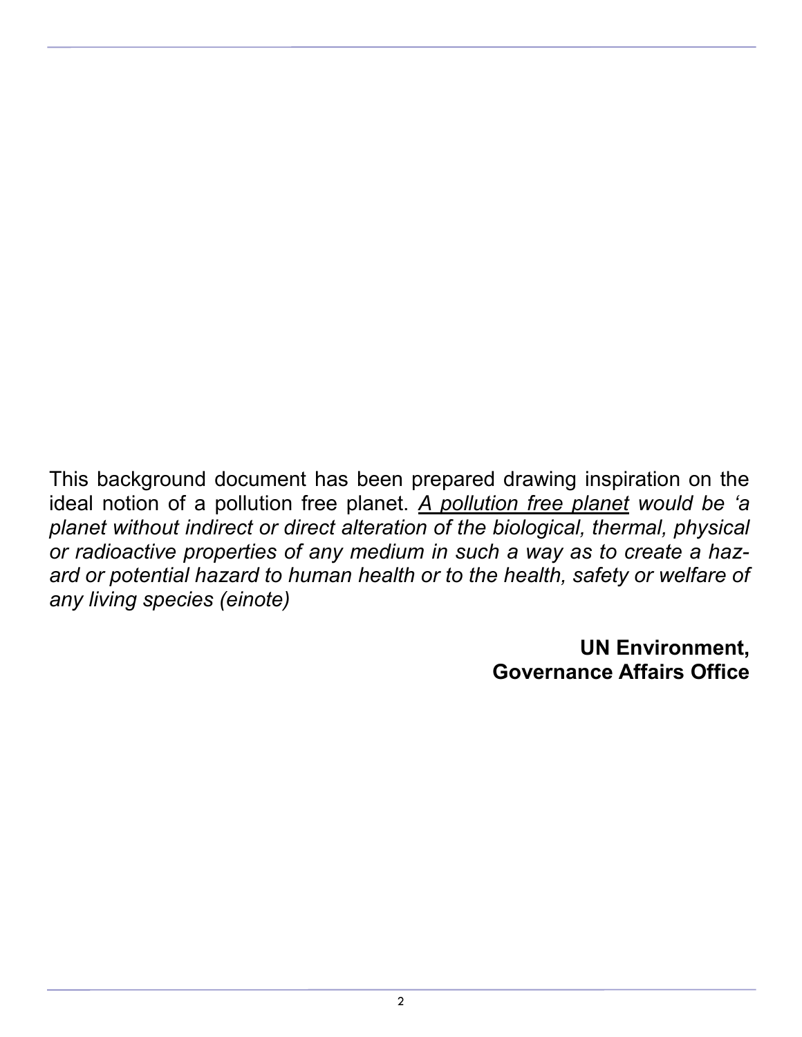This background document has been prepared drawing inspiration on the ideal notion of a pollution free planet. *<u>A pollution free planet</u> would be 'a planet without indirect or direct alteration of the biological, thermal, physical or radioactive properties of any medium in such a way as to create a hazard or potential hazard to human health or to the health, safety or welfare of any living species (einote)*

**UN Environment,**
**Governance Affairs Office**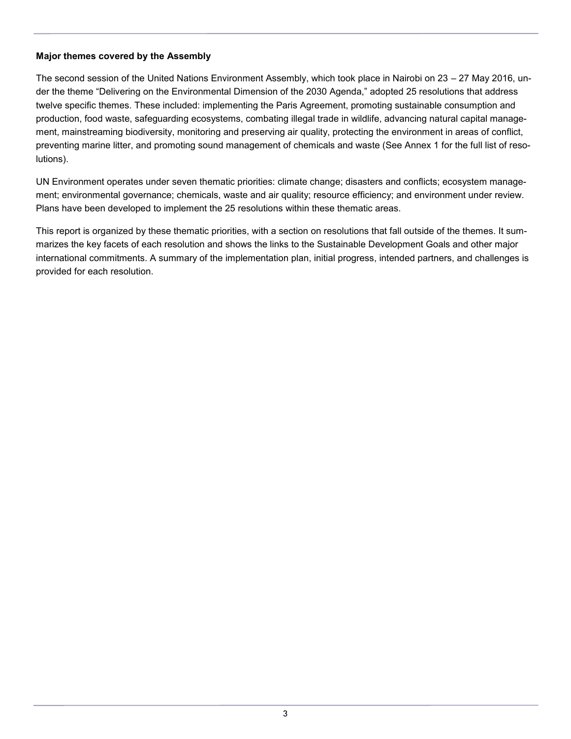**Major themes covered by the Assembly**

The second session of the United Nations Environment Assembly, which took place in Nairobi on 23 – 27 May 2016, under the theme "Delivering on the Environmental Dimension of the 2030 Agenda," adopted 25 resolutions that address twelve specific themes. These included: implementing the Paris Agreement, promoting sustainable consumption and production, food waste, safeguarding ecosystems, combating illegal trade in wildlife, advancing natural capital management, mainstreaming biodiversity, monitoring and preserving air quality, protecting the environment in areas of conflict, preventing marine litter, and promoting sound management of chemicals and waste (See Annex 1 for the full list of resolutions).

UN Environment operates under seven thematic priorities: climate change; disasters and conflicts; ecosystem management; environmental governance; chemicals, waste and air quality; resource efficiency; and environment under review. Plans have been developed to implement the 25 resolutions within these thematic areas.

This report is organized by these thematic priorities, with a section on resolutions that fall outside of the themes. It summarizes the key facets of each resolution and shows the links to the Sustainable Development Goals and other major international commitments. A summary of the implementation plan, initial progress, intended partners, and challenges is provided for each resolution.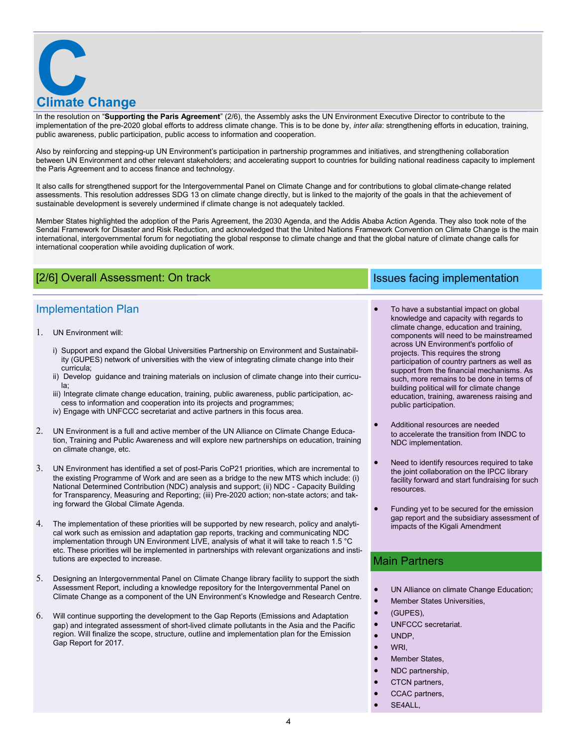# C

## Climate Change

In the resolution on "**Supporting the Paris Agreement**" (2/6), the Assembly asks the UN Environment Executive Director to contribute to the implementation of the pre-2020 global efforts to address climate change. This is to be done by, *inter alia*: strengthening efforts in education, training, public awareness, public participation, public access to information and cooperation.

Also by reinforcing and stepping-up UN Environment's participation in partnership programmes and initiatives, and strengthening collaboration between UN Environment and other relevant stakeholders; and accelerating support to countries for building national readiness capacity to implement the Paris Agreement and to access finance and technology.

It also calls for strengthened support for the Intergovernmental Panel on Climate Change and for contributions to global climate-change related assessments. This resolution addresses SDG 13 on climate change directly, but is linked to the majority of the goals in that the achievement of sustainable development is severely undermined if climate change is not adequately tackled.

Member States highlighted the adoption of the Paris Agreement, the 2030 Agenda, and the Addis Ababa Action Agenda. They also took note of the Sendai Framework for Disaster and Risk Reduction, and acknowledged that the United Nations Framework Convention on Climate Change is the main international, intergovernmental forum for negotiating the global response to climate change and that the global nature of climate change calls for international cooperation while avoiding duplication of work.

## [2/6] Overall Assessment: On track

### Implementation Plan

1. UN Environment will:

   i) Support and expand the Global Universities Partnership on Environment and Sustainability (GUPES) network of universities with the view of integrating climate change into their curricula;
   ii) Develop guidance and training materials on inclusion of climate change into their curricula;
   iii) Integrate climate change education, training, public awareness, public participation, access to information and cooperation into its projects and programmes;
   iv) Engage with UNFCCC secretariat and active partners in this focus area.

2. UN Environment is a full and active member of the UN Alliance on Climate Change Education, Training and Public Awareness and will explore new partnerships on education, training on climate change, etc.

3. UN Environment has identified a set of post-Paris CoP21 priorities, which are incremental to the existing Programme of Work and are seen as a bridge to the new MTS which include: (i) National Determined Contribution (NDC) analysis and support; (ii) NDC - Capacity Building for Transparency, Measuring and Reporting; (iii) Pre-2020 action; non-state actors; and taking forward the Global Climate Agenda.

4. The implementation of these priorities will be supported by new research, policy and analytical work such as emission and adaptation gap reports, tracking and communicating NDC implementation through UN Environment LIVE, analysis of what it will take to reach 1.5 °C etc. These priorities will be implemented in partnerships with relevant organizations and institutions are expected to increase.

5. Designing an Intergovernmental Panel on Climate Change library facility to support the sixth Assessment Report, including a knowledge repository for the Intergovernmental Panel on Climate Change as a component of the UN Environment's Knowledge and Research Centre.

6. Will continue supporting the development to the Gap Reports (Emissions and Adaptation gap) and integrated assessment of short-lived climate pollutants in the Asia and the Pacific region. Will finalize the scope, structure, outline and implementation plan for the Emission Gap Report for 2017.

## Issues facing implementation

- To have a substantial impact on global knowledge and capacity with regards to climate change, education and training, components will need to be mainstreamed across UN Environment's portfolio of projects. This requires the strong participation of country partners as well as support from the financial mechanisms. As such, more remains to be done in terms of building political will for climate change education, training, awareness raising and public participation.
- Additional resources are needed to accelerate the transition from INDC to NDC implementation.
- Need to identify resources required to take the joint collaboration on the IPCC library facility forward and start fundraising for such resources.
- Funding yet to be secured for the emission gap report and the subsidiary assessment of impacts of the Kigali Amendment

## Main Partners

- UN Alliance on climate Change Education;
- Member States Universities,
- (GUPES),
- UNFCCC secretariat.
- UNDP,
- WRI,
- Member States,
- NDC partnership,
- CTCN partners,
- CCAC partners,
- SE4ALL,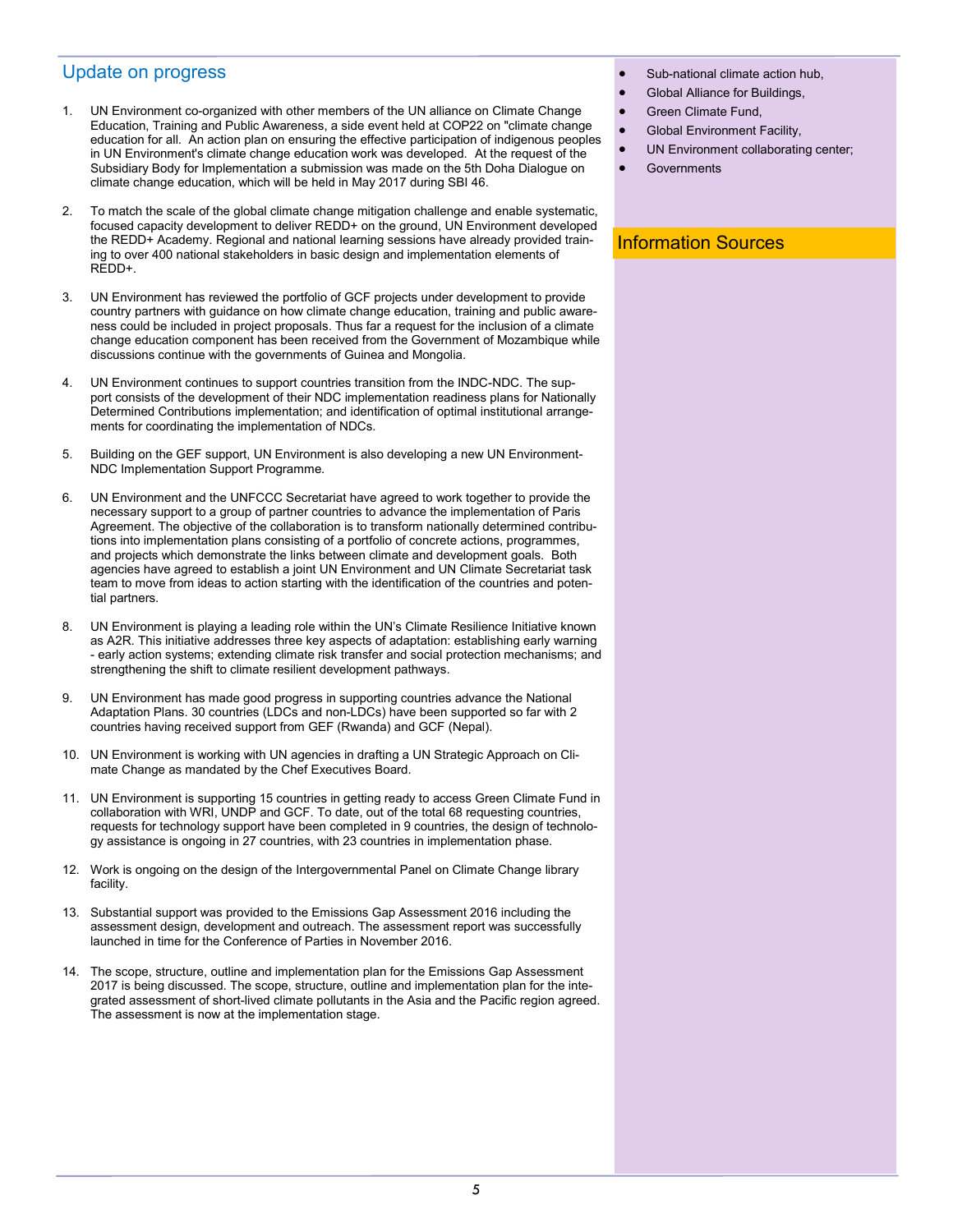## Update on progress

1. UN Environment co-organized with other members of the UN alliance on Climate Change Education, Training and Public Awareness, a side event held at COP22 on "climate change education for all. An action plan on ensuring the effective participation of indigenous peoples in UN Environment's climate change education work was developed. At the request of the Subsidiary Body for Implementation a submission was made on the 5th Doha Dialogue on climate change education, which will be held in May 2017 during SBI 46.

2. To match the scale of the global climate change mitigation challenge and enable systematic, focused capacity development to deliver REDD+ on the ground, UN Environment developed the REDD+ Academy. Regional and national learning sessions have already provided training to over 400 national stakeholders in basic design and implementation elements of REDD+.

3. UN Environment has reviewed the portfolio of GCF projects under development to provide country partners with guidance on how climate change education, training and public awareness could be included in project proposals. Thus far a request for the inclusion of a climate change education component has been received from the Government of Mozambique while discussions continue with the governments of Guinea and Mongolia.

4. UN Environment continues to support countries transition from the INDC-NDC. The support consists of the development of their NDC implementation readiness plans for Nationally Determined Contributions implementation; and identification of optimal institutional arrangements for coordinating the implementation of NDCs.

5. Building on the GEF support, UN Environment is also developing a new UN Environment-NDC Implementation Support Programme.

6. UN Environment and the UNFCCC Secretariat have agreed to work together to provide the necessary support to a group of partner countries to advance the implementation of Paris Agreement. The objective of the collaboration is to transform nationally determined contributions into implementation plans consisting of a portfolio of concrete actions, programmes, and projects which demonstrate the links between climate and development goals. Both agencies have agreed to establish a joint UN Environment and UN Climate Secretariat task team to move from ideas to action starting with the identification of the countries and potential partners.

8. UN Environment is playing a leading role within the UN's Climate Resilience Initiative known as A2R. This initiative addresses three key aspects of adaptation: establishing early warning - early action systems; extending climate risk transfer and social protection mechanisms; and strengthening the shift to climate resilient development pathways.

9. UN Environment has made good progress in supporting countries advance the National Adaptation Plans. 30 countries (LDCs and non-LDCs) have been supported so far with 2 countries having received support from GEF (Rwanda) and GCF (Nepal).

10. UN Environment is working with UN agencies in drafting a UN Strategic Approach on Climate Change as mandated by the Chef Executives Board.

11. UN Environment is supporting 15 countries in getting ready to access Green Climate Fund in collaboration with WRI, UNDP and GCF. To date, out of the total 68 requesting countries, requests for technology support have been completed in 9 countries, the design of technology assistance is ongoing in 27 countries, with 23 countries in implementation phase.

12. Work is ongoing on the design of the Intergovernmental Panel on Climate Change library facility.

13. Substantial support was provided to the Emissions Gap Assessment 2016 including the assessment design, development and outreach. The assessment report was successfully launched in time for the Conference of Parties in November 2016.

14. The scope, structure, outline and implementation plan for the Emissions Gap Assessment 2017 is being discussed. The scope, structure, outline and implementation plan for the integrated assessment of short-lived climate pollutants in the Asia and the Pacific region agreed. The assessment is now at the implementation stage.

- Sub-national climate action hub,
- Global Alliance for Buildings,
- Green Climate Fund,
- Global Environment Facility,
- UN Environment collaborating center;
- Governments

## Information Sources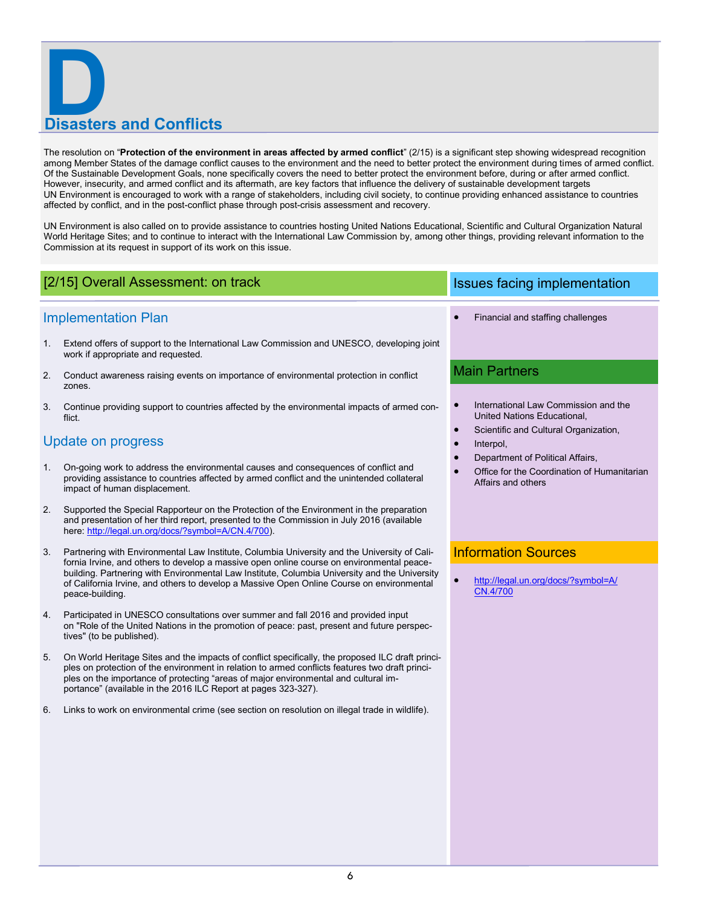# D

# Disasters and Conflicts

The resolution on "**Protection of the environment in areas affected by armed conflict**" (2/15) is a significant step showing widespread recognition among Member States of the damage conflict causes to the environment and the need to better protect the environment during times of armed conflict. Of the Sustainable Development Goals, none specifically covers the need to better protect the environment before, during or after armed conflict. However, insecurity, and armed conflict and its aftermath, are key factors that influence the delivery of sustainable development targets UN Environment is encouraged to work with a range of stakeholders, including civil society, to continue providing enhanced assistance to countries affected by conflict, and in the post-conflict phase through post-crisis assessment and recovery.

UN Environment is also called on to provide assistance to countries hosting United Nations Educational, Scientific and Cultural Organization Natural World Heritage Sites; and to continue to interact with the International Law Commission by, among other things, providing relevant information to the Commission at its request in support of its work on this issue.

## [2/15] Overall Assessment: on track

### Implementation Plan

1. Extend offers of support to the International Law Commission and UNESCO, developing joint work if appropriate and requested.
2. Conduct awareness raising events on importance of environmental protection in conflict zones.
3. Continue providing support to countries affected by the environmental impacts of armed conflict.

### Update on progress

1. On-going work to address the environmental causes and consequences of conflict and providing assistance to countries affected by armed conflict and the unintended collateral impact of human displacement.
2. Supported the Special Rapporteur on the Protection of the Environment in the preparation and presentation of her third report, presented to the Commission in July 2016 (available here: http://legal.un.org/docs/?symbol=A/CN.4/700).
3. Partnering with Environmental Law Institute, Columbia University and the University of California Irvine, and others to develop a massive open online course on environmental peacebuilding. Partnering with Environmental Law Institute, Columbia University and the University of California Irvine, and others to develop a Massive Open Online Course on environmental peace-building.
4. Participated in UNESCO consultations over summer and fall 2016 and provided input on "Role of the United Nations in the promotion of peace: past, present and future perspectives" (to be published).
5. On World Heritage Sites and the impacts of conflict specifically, the proposed ILC draft principles on protection of the environment in relation to armed conflicts features two draft principles on the importance of protecting "areas of major environmental and cultural importance" (available in the 2016 ILC Report at pages 323-327).
6. Links to work on environmental crime (see section on resolution on illegal trade in wildlife).

## Issues facing implementation

- Financial and staffing challenges

## Main Partners

- International Law Commission and the United Nations Educational,
- Scientific and Cultural Organization,
- Interpol,
- Department of Political Affairs,
- Office for the Coordination of Humanitarian Affairs and others

## Information Sources

- http://legal.un.org/docs/?symbol=A/CN.4/700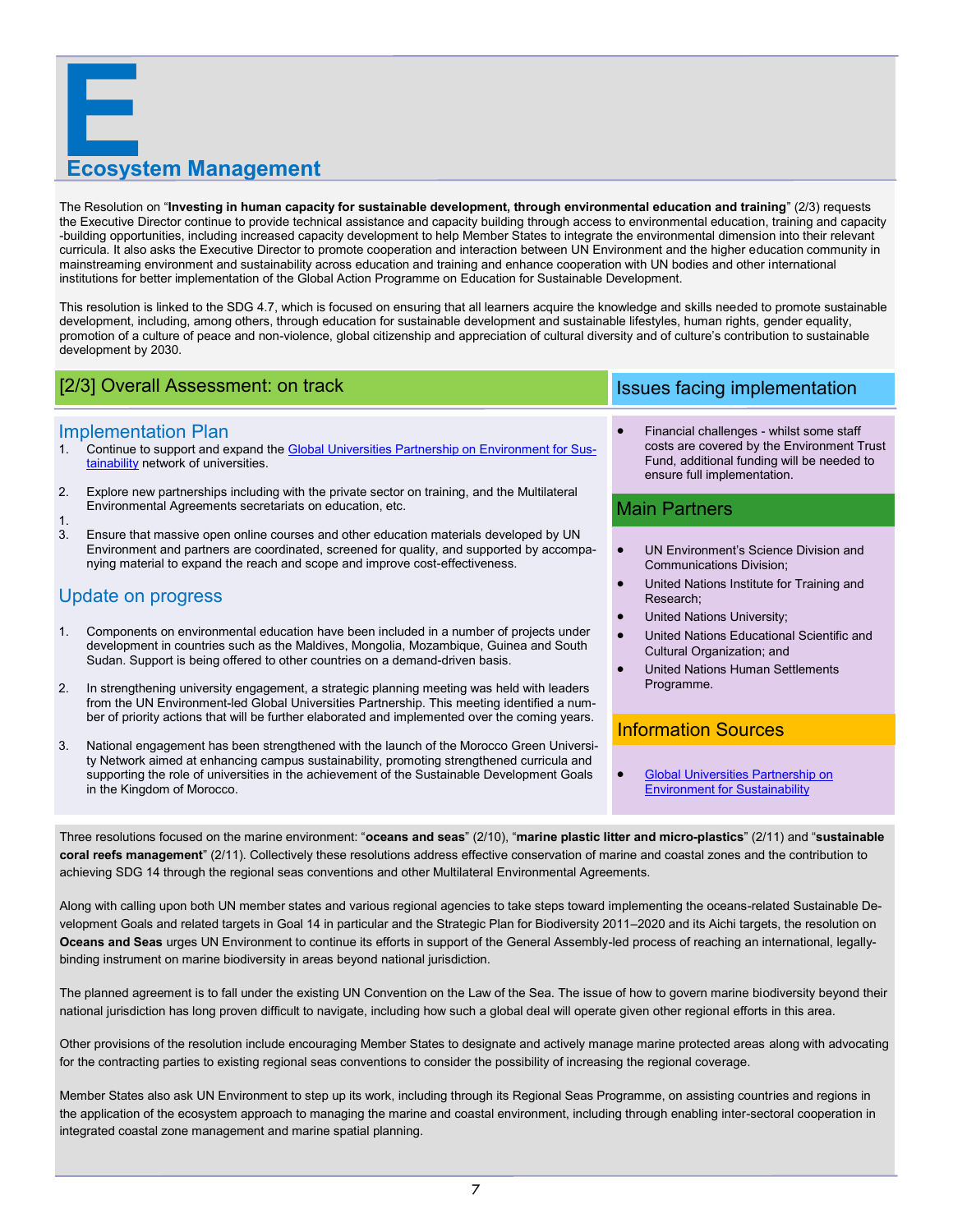# E

## Ecosystem Management

The Resolution on "**Investing in human capacity for sustainable development, through environmental education and training**" (2/3) requests the Executive Director continue to provide technical assistance and capacity building through access to environmental education, training and capacity -building opportunities, including increased capacity development to help Member States to integrate the environmental dimension into their relevant curricula. It also asks the Executive Director to promote cooperation and interaction between UN Environment and the higher education community in mainstreaming environment and sustainability across education and training and enhance cooperation with UN bodies and other international institutions for better implementation of the Global Action Programme on Education for Sustainable Development.

This resolution is linked to the SDG 4.7, which is focused on ensuring that all learners acquire the knowledge and skills needed to promote sustainable development, including, among others, through education for sustainable development and sustainable lifestyles, human rights, gender equality, promotion of a culture of peace and non-violence, global citizenship and appreciation of cultural diversity and of culture's contribution to sustainable development by 2030.

### [2/3] Overall Assessment: on track

### Implementation Plan

1. Continue to support and expand the [Global Universities Partnership on Environment for Sustainability]() network of universities.
2. Explore new partnerships including with the private sector on training, and the Multilateral Environmental Agreements secretariats on education, etc.
3. Ensure that massive open online courses and other education materials developed by UN Environment and partners are coordinated, screened for quality, and supported by accompanying material to expand the reach and scope and improve cost-effectiveness.

### Update on progress

1. Components on environmental education have been included in a number of projects under development in countries such as the Maldives, Mongolia, Mozambique, Guinea and South Sudan. Support is being offered to other countries on a demand-driven basis.
2. In strengthening university engagement, a strategic planning meeting was held with leaders from the UN Environment-led Global Universities Partnership. This meeting identified a number of priority actions that will be further elaborated and implemented over the coming years.
3. National engagement has been strengthened with the launch of the Morocco Green University Network aimed at enhancing campus sustainability, promoting strengthened curricula and supporting the role of universities in the achievement of the Sustainable Development Goals in the Kingdom of Morocco.

### Issues facing implementation

- Financial challenges - whilst some staff costs are covered by the Environment Trust Fund, additional funding will be needed to ensure full implementation.

### Main Partners

- UN Environment's Science Division and Communications Division;
- United Nations Institute for Training and Research;
- United Nations University;
- United Nations Educational Scientific and Cultural Organization; and
- United Nations Human Settlements Programme.

### Information Sources

- [Global Universities Partnership on Environment for Sustainability]()

Three resolutions focused on the marine environment: "**oceans and seas**" (2/10), "**marine plastic litter and micro-plastics**" (2/11) and "**sustainable coral reefs management**" (2/11). Collectively these resolutions address effective conservation of marine and coastal zones and the contribution to achieving SDG 14 through the regional seas conventions and other Multilateral Environmental Agreements.

Along with calling upon both UN member states and various regional agencies to take steps toward implementing the oceans-related Sustainable Development Goals and related targets in Goal 14 in particular and the Strategic Plan for Biodiversity 2011–2020 and its Aichi targets, the resolution on **Oceans and Seas** urges UN Environment to continue its efforts in support of the General Assembly-led process of reaching an international, legally-binding instrument on marine biodiversity in areas beyond national jurisdiction.

The planned agreement is to fall under the existing UN Convention on the Law of the Sea. The issue of how to govern marine biodiversity beyond their national jurisdiction has long proven difficult to navigate, including how such a global deal will operate given other regional efforts in this area.

Other provisions of the resolution include encouraging Member States to designate and actively manage marine protected areas along with advocating for the contracting parties to existing regional seas conventions to consider the possibility of increasing the regional coverage.

Member States also ask UN Environment to step up its work, including through its Regional Seas Programme, on assisting countries and regions in the application of the ecosystem approach to managing the marine and coastal environment, including through enabling inter-sectoral cooperation in integrated coastal zone management and marine spatial planning.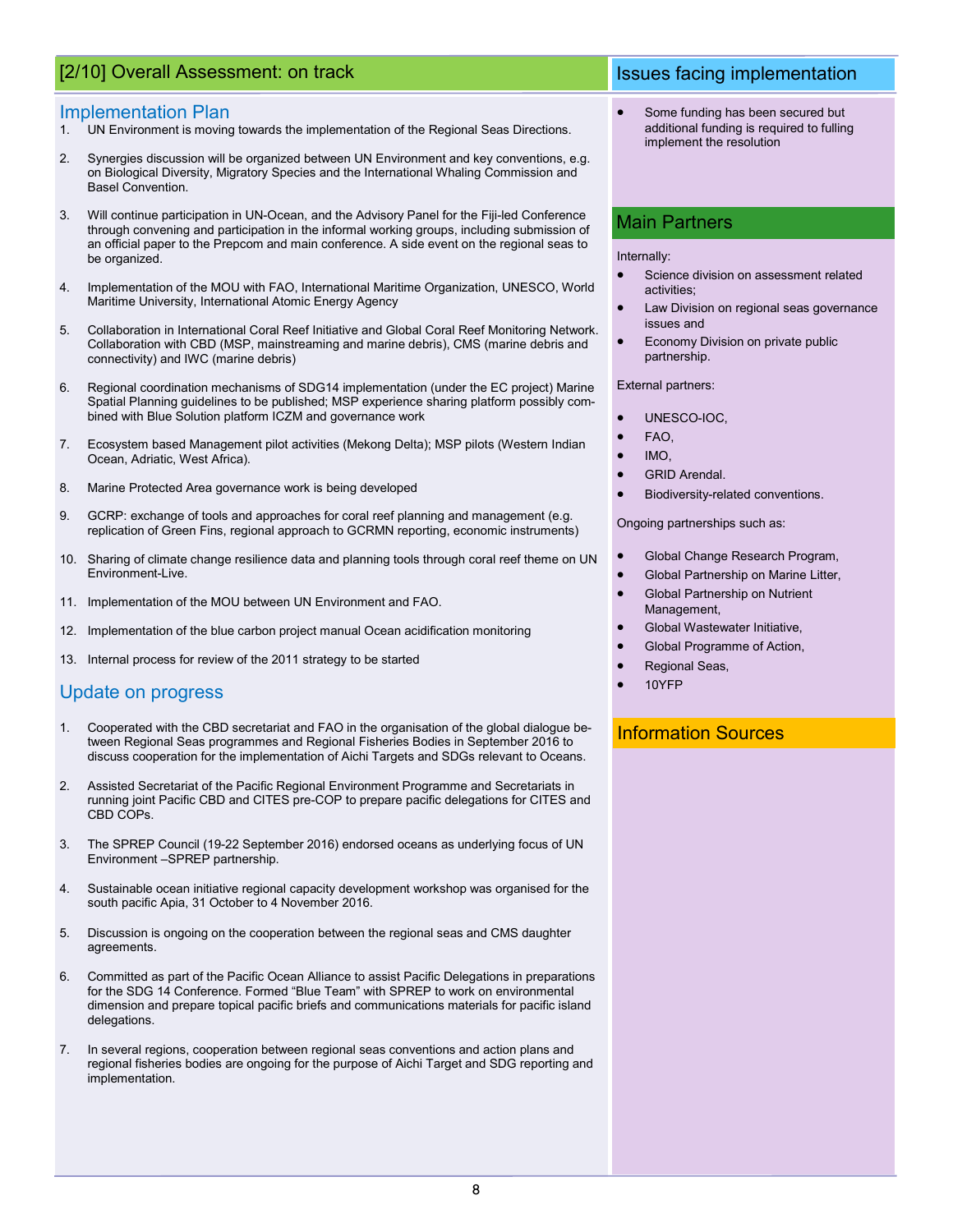## [2/10] Overall Assessment: on track

### Implementation Plan

1. UN Environment is moving towards the implementation of the Regional Seas Directions.
2. Synergies discussion will be organized between UN Environment and key conventions, e.g. on Biological Diversity, Migratory Species and the International Whaling Commission and Basel Convention.
3. Will continue participation in UN-Ocean, and the Advisory Panel for the Fiji-led Conference through convening and participation in the informal working groups, including submission of an official paper to the Prepcom and main conference. A side event on the regional seas to be organized.
4. Implementation of the MOU with FAO, International Maritime Organization, UNESCO, World Maritime University, International Atomic Energy Agency
5. Collaboration in International Coral Reef Initiative and Global Coral Reef Monitoring Network. Collaboration with CBD (MSP, mainstreaming and marine debris), CMS (marine debris and connectivity) and IWC (marine debris)
6. Regional coordination mechanisms of SDG14 implementation (under the EC project) Marine Spatial Planning guidelines to be published; MSP experience sharing platform possibly combined with Blue Solution platform ICZM and governance work
7. Ecosystem based Management pilot activities (Mekong Delta); MSP pilots (Western Indian Ocean, Adriatic, West Africa).
8. Marine Protected Area governance work is being developed
9. GCRP: exchange of tools and approaches for coral reef planning and management (e.g. replication of Green Fins, regional approach to GCRMN reporting, economic instruments)
10. Sharing of climate change resilience data and planning tools through coral reef theme on UN Environment-Live.
11. Implementation of the MOU between UN Environment and FAO.
12. Implementation of the blue carbon project manual Ocean acidification monitoring
13. Internal process for review of the 2011 strategy to be started

### Update on progress

1. Cooperated with the CBD secretariat and FAO in the organisation of the global dialogue between Regional Seas programmes and Regional Fisheries Bodies in September 2016 to discuss cooperation for the implementation of Aichi Targets and SDGs relevant to Oceans.
2. Assisted Secretariat of the Pacific Regional Environment Programme and Secretariats in running joint Pacific CBD and CITES pre-COP to prepare pacific delegations for CITES and CBD COPs.
3. The SPREP Council (19-22 September 2016) endorsed oceans as underlying focus of UN Environment –SPREP partnership.
4. Sustainable ocean initiative regional capacity development workshop was organised for the south pacific Apia, 31 October to 4 November 2016.
5. Discussion is ongoing on the cooperation between the regional seas and CMS daughter agreements.
6. Committed as part of the Pacific Ocean Alliance to assist Pacific Delegations in preparations for the SDG 14 Conference. Formed "Blue Team" with SPREP to work on environmental dimension and prepare topical pacific briefs and communications materials for pacific island delegations.
7. In several regions, cooperation between regional seas conventions and action plans and regional fisheries bodies are ongoing for the purpose of Aichi Target and SDG reporting and implementation.

## Issues facing implementation

- Some funding has been secured but additional funding is required to fulling implement the resolution

## Main Partners

Internally:

- Science division on assessment related activities;
- Law Division on regional seas governance issues and
- Economy Division on private public partnership.

External partners:

- UNESCO-IOC,
- FAO,
- IMO,
- GRID Arendal.
- Biodiversity-related conventions.

Ongoing partnerships such as:

- Global Change Research Program,
- Global Partnership on Marine Litter,
- Global Partnership on Nutrient Management,
- Global Wastewater Initiative,
- Global Programme of Action,
- Regional Seas,
- 10YFP

## Information Sources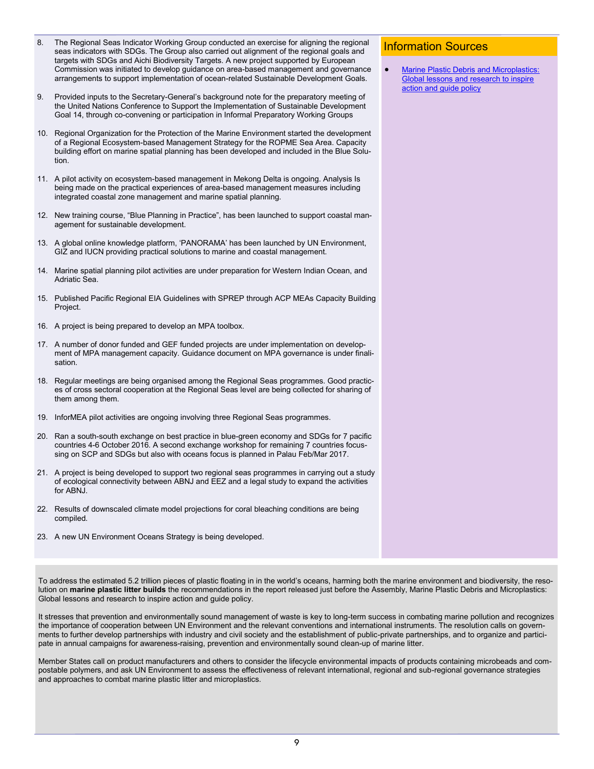8. The Regional Seas Indicator Working Group conducted an exercise for aligning the regional seas indicators with SDGs. The Group also carried out alignment of the regional goals and targets with SDGs and Aichi Biodiversity Targets. A new project supported by European Commission was initiated to develop guidance on area-based management and governance arrangements to support implementation of ocean-related Sustainable Development Goals.

9. Provided inputs to the Secretary-General's background note for the preparatory meeting of the United Nations Conference to Support the Implementation of Sustainable Development Goal 14, through co-convening or participation in Informal Preparatory Working Groups

10. Regional Organization for the Protection of the Marine Environment started the development of a Regional Ecosystem-based Management Strategy for the ROPME Sea Area. Capacity building effort on marine spatial planning has been developed and included in the Blue Solution.

11. A pilot activity on ecosystem-based management in Mekong Delta is ongoing. Analysis Is being made on the practical experiences of area-based management measures including integrated coastal zone management and marine spatial planning.

12. New training course, "Blue Planning in Practice", has been launched to support coastal management for sustainable development.

13. A global online knowledge platform, 'PANORAMA' has been launched by UN Environment, GIZ and IUCN providing practical solutions to marine and coastal management.

14. Marine spatial planning pilot activities are under preparation for Western Indian Ocean, and Adriatic Sea.

15. Published Pacific Regional EIA Guidelines with SPREP through ACP MEAs Capacity Building Project.

16. A project is being prepared to develop an MPA toolbox.

17. A number of donor funded and GEF funded projects are under implementation on development of MPA management capacity. Guidance document on MPA governance is under finalisation.

18. Regular meetings are being organised among the Regional Seas programmes. Good practices of cross sectoral cooperation at the Regional Seas level are being collected for sharing of them among them.

19. InforMEA pilot activities are ongoing involving three Regional Seas programmes.

20. Ran a south-south exchange on best practice in blue-green economy and SDGs for 7 pacific countries 4-6 October 2016. A second exchange workshop for remaining 7 countries focussing on SCP and SDGs but also with oceans focus is planned in Palau Feb/Mar 2017.

21. A project is being developed to support two regional seas programmes in carrying out a study of ecological connectivity between ABNJ and EEZ and a legal study to expand the activities for ABNJ.

22. Results of downscaled climate model projections for coral bleaching conditions are being compiled.

23. A new UN Environment Oceans Strategy is being developed.

## Information Sources

- Marine Plastic Debris and Microplastics: Global lessons and research to inspire action and guide policy

To address the estimated 5.2 trillion pieces of plastic floating in in the world's oceans, harming both the marine environment and biodiversity, the resolution on **marine plastic litter builds** the recommendations in the report released just before the Assembly, Marine Plastic Debris and Microplastics: Global lessons and research to inspire action and guide policy.

It stresses that prevention and environmentally sound management of waste is key to long-term success in combating marine pollution and recognizes the importance of cooperation between UN Environment and the relevant conventions and international instruments. The resolution calls on governments to further develop partnerships with industry and civil society and the establishment of public-private partnerships, and to organize and participate in annual campaigns for awareness-raising, prevention and environmentally sound clean-up of marine litter.

Member States call on product manufacturers and others to consider the lifecycle environmental impacts of products containing microbeads and compostable polymers, and ask UN Environment to assess the effectiveness of relevant international, regional and sub-regional governance strategies and approaches to combat marine plastic litter and microplastics.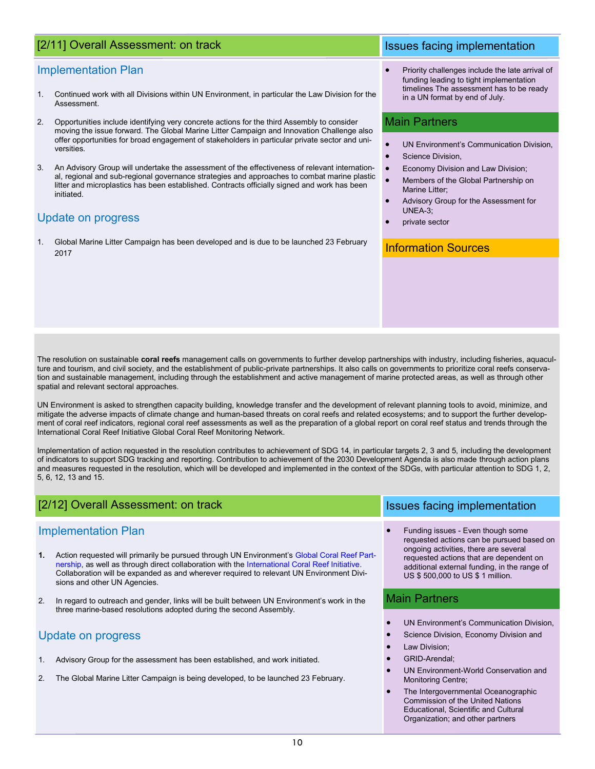## [2/11] Overall Assessment: on track

### Implementation Plan

1. Continued work with all Divisions within UN Environment, in particular the Law Division for the Assessment.

2. Opportunities include identifying very concrete actions for the third Assembly to consider moving the issue forward. The Global Marine Litter Campaign and Innovation Challenge also offer opportunities for broad engagement of stakeholders in particular private sector and universities.

3. An Advisory Group will undertake the assessment of the effectiveness of relevant international, regional and sub-regional governance strategies and approaches to combat marine plastic litter and microplastics has been established. Contracts officially signed and work has been initiated.

### Update on progress

1. Global Marine Litter Campaign has been developed and is due to be launched 23 February 2017

### Issues facing implementation

- Priority challenges include the late arrival of funding leading to tight implementation timelines The assessment has to be ready in a UN format by end of July.

### Main Partners

- UN Environment's Communication Division,
- Science Division,
- Economy Division and Law Division;
- Members of the Global Partnership on Marine Litter;
- Advisory Group for the Assessment for UNEA-3;
- private sector

### Information Sources

The resolution on sustainable **coral reefs** management calls on governments to further develop partnerships with industry, including fisheries, aquaculture and tourism, and civil society, and the establishment of public-private partnerships. It also calls on governments to prioritize coral reefs conservation and sustainable management, including through the establishment and active management of marine protected areas, as well as through other spatial and relevant sectoral approaches.

UN Environment is asked to strengthen capacity building, knowledge transfer and the development of relevant planning tools to avoid, minimize, and mitigate the adverse impacts of climate change and human-based threats on coral reefs and related ecosystems; and to support the further development of coral reef indicators, regional coral reef assessments as well as the preparation of a global report on coral reef status and trends through the International Coral Reef Initiative Global Coral Reef Monitoring Network.

Implementation of action requested in the resolution contributes to achievement of SDG 14, in particular targets 2, 3 and 5, including the development of indicators to support SDG tracking and reporting. Contribution to achievement of the 2030 Development Agenda is also made through action plans and measures requested in the resolution, which will be developed and implemented in the context of the SDGs, with particular attention to SDG 1, 2, 5, 6, 12, 13 and 15.

## [2/12] Overall Assessment: on track

### Implementation Plan

1. Action requested will primarily be pursued through UN Environment's Global Coral Reef Partnership, as well as through direct collaboration with the International Coral Reef Initiative. Collaboration will be expanded as and wherever required to relevant UN Environment Divisions and other UN Agencies.

2. In regard to outreach and gender, links will be built between UN Environment's work in the three marine-based resolutions adopted during the second Assembly.

### Update on progress

1. Advisory Group for the assessment has been established, and work initiated.

2. The Global Marine Litter Campaign is being developed, to be launched 23 February.

### Issues facing implementation

- Funding issues - Even though some requested actions can be pursued based on ongoing activities, there are several requested actions that are dependent on additional external funding, in the range of US $ 500,000 to US $ 1 million.

### Main Partners

- UN Environment's Communication Division,
- Science Division, Economy Division and
- Law Division;
- GRID-Arendal;
- UN Environment-World Conservation and Monitoring Centre;
- The Intergovernmental Oceanographic Commission of the United Nations Educational, Scientific and Cultural Organization; and other partners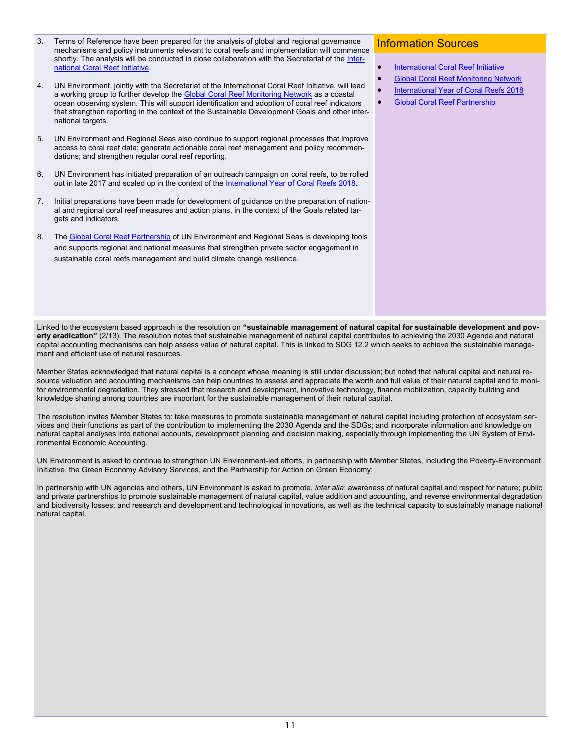3. Terms of Reference have been prepared for the analysis of global and regional governance mechanisms and policy instruments relevant to coral reefs and implementation will commence shortly. The analysis will be conducted in close collaboration with the Secretariat of the International Coral Reef Initiative.

4. UN Environment, jointly with the Secretariat of the International Coral Reef Initiative, will lead a working group to further develop the Global Coral Reef Monitoring Network as a coastal ocean observing system. This will support identification and adoption of coral reef indicators that strengthen reporting in the context of the Sustainable Development Goals and other international targets.

5. UN Environment and Regional Seas also continue to support regional processes that improve access to coral reef data; generate actionable coral reef management and policy recommendations; and strengthen regular coral reef reporting.

6. UN Environment has initiated preparation of an outreach campaign on coral reefs, to be rolled out in late 2017 and scaled up in the context of the International Year of Coral Reefs 2018.

7. Initial preparations have been made for development of guidance on the preparation of national and regional coral reef measures and action plans, in the context of the Goals related targets and indicators.

8. The Global Coral Reef Partnership of UN Environment and Regional Seas is developing tools and supports regional and national measures that strengthen private sector engagement in sustainable coral reefs management and build climate change resilience.

## Information Sources

- International Coral Reef Initiative
- Global Coral Reef Monitoring Network
- International Year of Coral Reefs 2018
- Global Coral Reef Partnership

Linked to the ecosystem based approach is the resolution on **"sustainable management of natural capital for sustainable development and poverty eradication"** (2/13). The resolution notes that sustainable management of natural capital contributes to achieving the 2030 Agenda and natural capital accounting mechanisms can help assess value of natural capital. This is linked to SDG 12.2 which seeks to achieve the sustainable management and efficient use of natural resources.

Member States acknowledged that natural capital is a concept whose meaning is still under discussion; but noted that natural capital and natural resource valuation and accounting mechanisms can help countries to assess and appreciate the worth and full value of their natural capital and to monitor environmental degradation. They stressed that research and development, innovative technology, finance mobilization, capacity building and knowledge sharing among countries are important for the sustainable management of their natural capital.

The resolution invites Member States to: take measures to promote sustainable management of natural capital including protection of ecosystem services and their functions as part of the contribution to implementing the 2030 Agenda and the SDGs; and incorporate information and knowledge on natural capital analyses into national accounts, development planning and decision making, especially through implementing the UN System of Environmental Economic Accounting.

UN Environment is asked to continue to strengthen UN Environment-led efforts, in partnership with Member States, including the Poverty-Environment Initiative, the Green Economy Advisory Services, and the Partnership for Action on Green Economy;

In partnership with UN agencies and others, UN Environment is asked to promote, *inter alia*: awareness of natural capital and respect for nature; public and private partnerships to promote sustainable management of natural capital, value addition and accounting, and reverse environmental degradation and biodiversity losses; and research and development and technological innovations, as well as the technical capacity to sustainably manage national natural capital.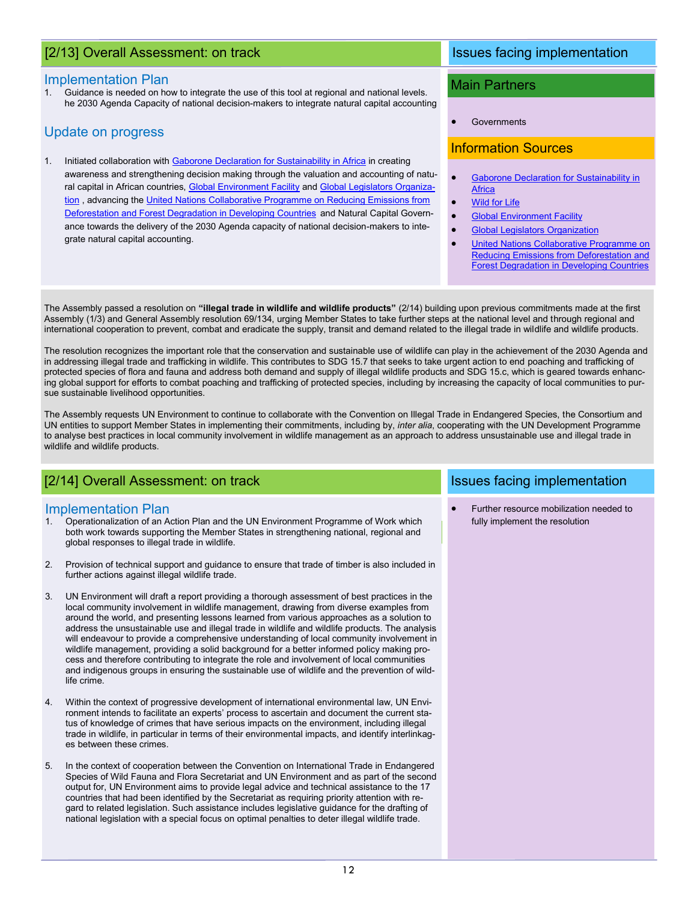## [2/13] Overall Assessment: on track

### Implementation Plan

1. Guidance is needed on how to integrate the use of this tool at regional and national levels. he 2030 Agenda Capacity of national decision-makers to integrate natural capital accounting

### Update on progress

1. Initiated collaboration with Gaborone Declaration for Sustainability in Africa in creating awareness and strengthening decision making through the valuation and accounting of natural capital in African countries, Global Environment Facility and Global Legislators Organization , advancing the United Nations Collaborative Programme on Reducing Emissions from Deforestation and Forest Degradation in Developing Countries and Natural Capital Governance towards the delivery of the 2030 Agenda capacity of national decision-makers to integrate natural capital accounting.

### Issues facing implementation

### Main Partners

- Governments

### Information Sources

- Gaborone Declaration for Sustainability in Africa
- Wild for Life
- Global Environment Facility
- Global Legislators Organization
- United Nations Collaborative Programme on Reducing Emissions from Deforestation and Forest Degradation in Developing Countries

The Assembly passed a resolution on **"illegal trade in wildlife and wildlife products"** (2/14) building upon previous commitments made at the first Assembly (1/3) and General Assembly resolution 69/134, urging Member States to take further steps at the national level and through regional and international cooperation to prevent, combat and eradicate the supply, transit and demand related to the illegal trade in wildlife and wildlife products.

The resolution recognizes the important role that the conservation and sustainable use of wildlife can play in the achievement of the 2030 Agenda and in addressing illegal trade and trafficking in wildlife. This contributes to SDG 15.7 that seeks to take urgent action to end poaching and trafficking of protected species of flora and fauna and address both demand and supply of illegal wildlife products and SDG 15.c, which is geared towards enhancing global support for efforts to combat poaching and trafficking of protected species, including by increasing the capacity of local communities to pursue sustainable livelihood opportunities.

The Assembly requests UN Environment to continue to collaborate with the Convention on Illegal Trade in Endangered Species, the Consortium and UN entities to support Member States in implementing their commitments, including by, *inter alia*, cooperating with the UN Development Programme to analyse best practices in local community involvement in wildlife management as an approach to address unsustainable use and illegal trade in wildlife and wildlife products.

## [2/14] Overall Assessment: on track

### Implementation Plan

1. Operationalization of an Action Plan and the UN Environment Programme of Work which both work towards supporting the Member States in strengthening national, regional and global responses to illegal trade in wildlife.

2. Provision of technical support and guidance to ensure that trade of timber is also included in further actions against illegal wildlife trade.

3. UN Environment will draft a report providing a thorough assessment of best practices in the local community involvement in wildlife management, drawing from diverse examples from around the world, and presenting lessons learned from various approaches as a solution to address the unsustainable use and illegal trade in wildlife and wildlife products. The analysis will endeavour to provide a comprehensive understanding of local community involvement in wildlife management, providing a solid background for a better informed policy making process and therefore contributing to integrate the role and involvement of local communities and indigenous groups in ensuring the sustainable use of wildlife and the prevention of wildlife crime.

4. Within the context of progressive development of international environmental law, UN Environment intends to facilitate an experts' process to ascertain and document the current status of knowledge of crimes that have serious impacts on the environment, including illegal trade in wildlife, in particular in terms of their environmental impacts, and identify interlinkages between these crimes.

5. In the context of cooperation between the Convention on International Trade in Endangered Species of Wild Fauna and Flora Secretariat and UN Environment and as part of the second output for, UN Environment aims to provide legal advice and technical assistance to the 17 countries that had been identified by the Secretariat as requiring priority attention with regard to related legislation. Such assistance includes legislative guidance for the drafting of national legislation with a special focus on optimal penalties to deter illegal wildlife trade.

### Issues facing implementation

- Further resource mobilization needed to fully implement the resolution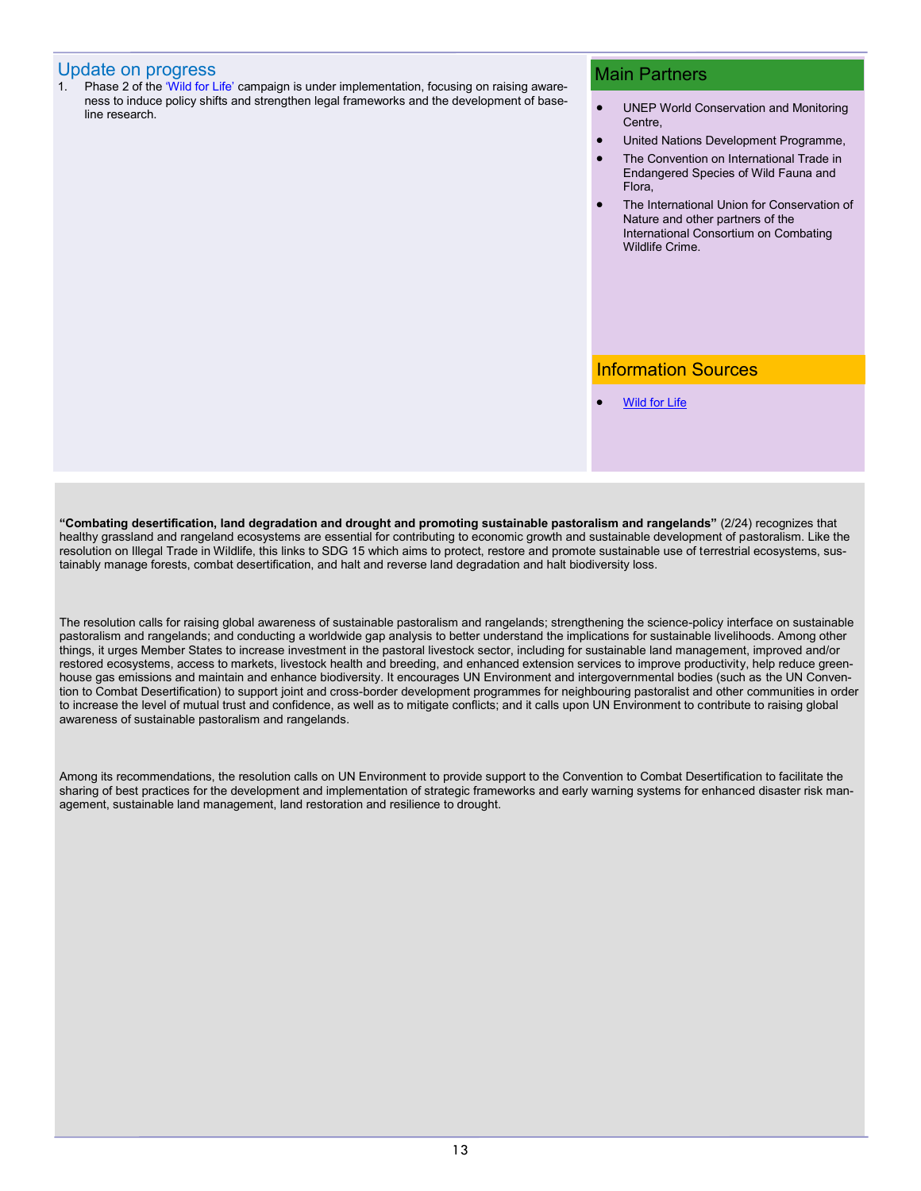## Update on progress

1. Phase 2 of the 'Wild for Life' campaign is under implementation, focusing on raising awareness to induce policy shifts and strengthen legal frameworks and the development of baseline research.

## Main Partners

- UNEP World Conservation and Monitoring Centre,
- United Nations Development Programme,
- The Convention on International Trade in Endangered Species of Wild Fauna and Flora,
- The International Union for Conservation of Nature and other partners of the International Consortium on Combating Wildlife Crime.

## Information Sources

- Wild for Life

**"Combating desertification, land degradation and drought and promoting sustainable pastoralism and rangelands"** (2/24) recognizes that healthy grassland and rangeland ecosystems are essential for contributing to economic growth and sustainable development of pastoralism. Like the resolution on Illegal Trade in Wildlife, this links to SDG 15 which aims to protect, restore and promote sustainable use of terrestrial ecosystems, sustainably manage forests, combat desertification, and halt and reverse land degradation and halt biodiversity loss.

The resolution calls for raising global awareness of sustainable pastoralism and rangelands; strengthening the science-policy interface on sustainable pastoralism and rangelands; and conducting a worldwide gap analysis to better understand the implications for sustainable livelihoods. Among other things, it urges Member States to increase investment in the pastoral livestock sector, including for sustainable land management, improved and/or restored ecosystems, access to markets, livestock health and breeding, and enhanced extension services to improve productivity, help reduce greenhouse gas emissions and maintain and enhance biodiversity. It encourages UN Environment and intergovernmental bodies (such as the UN Convention to Combat Desertification) to support joint and cross-border development programmes for neighbouring pastoralist and other communities in order to increase the level of mutual trust and confidence, as well as to mitigate conflicts; and it calls upon UN Environment to contribute to raising global awareness of sustainable pastoralism and rangelands.

Among its recommendations, the resolution calls on UN Environment to provide support to the Convention to Combat Desertification to facilitate the sharing of best practices for the development and implementation of strategic frameworks and early warning systems for enhanced disaster risk management, sustainable land management, land restoration and resilience to drought.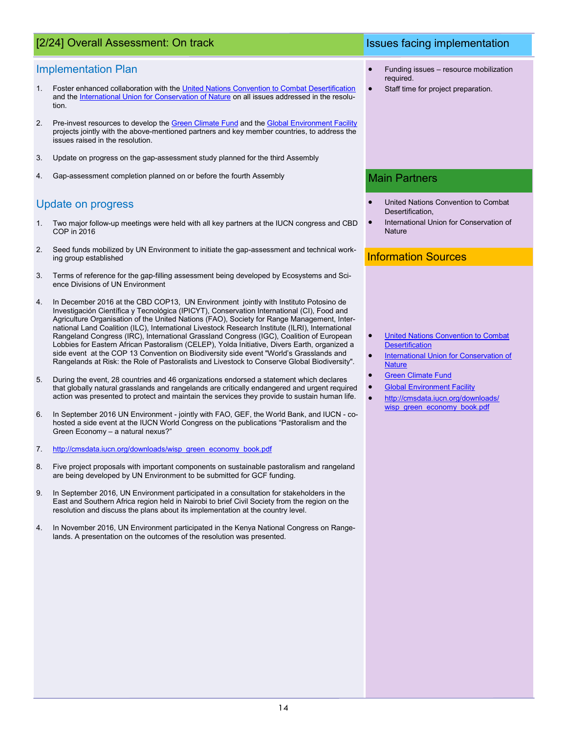## [2/24] Overall Assessment: On track

### Implementation Plan

1. Foster enhanced collaboration with the United Nations Convention to Combat Desertification and the International Union for Conservation of Nature on all issues addressed in the resolution.

2. Pre-invest resources to develop the Green Climate Fund and the Global Environment Facility projects jointly with the above-mentioned partners and key member countries, to address the issues raised in the resolution.

3. Update on progress on the gap-assessment study planned for the third Assembly

4. Gap-assessment completion planned on or before the fourth Assembly

### Update on progress

1. Two major follow-up meetings were held with all key partners at the IUCN congress and CBD COP in 2016

2. Seed funds mobilized by UN Environment to initiate the gap-assessment and technical working group established

3. Terms of reference for the gap-filling assessment being developed by Ecosystems and Science Divisions of UN Environment

4. In December 2016 at the CBD COP13, UN Environment jointly with Instituto Potosino de Investigación Científica y Tecnológica (IPICYT), Conservation International (CI), Food and Agriculture Organisation of the United Nations (FAO), Society for Range Management, International Land Coalition (ILC), International Livestock Research Institute (ILRI), International Rangeland Congress (IRC), International Grassland Congress (IGC), Coalition of European Lobbies for Eastern African Pastoralism (CELEP), Yolda Initiative, Divers Earth, organized a side event at the COP 13 Convention on Biodiversity side event "World's Grasslands and Rangelands at Risk: the Role of Pastoralists and Livestock to Conserve Global Biodiversity".

5. During the event, 28 countries and 46 organizations endorsed a statement which declares that globally natural grasslands and rangelands are critically endangered and urgent required action was presented to protect and maintain the services they provide to sustain human life.

6. In September 2016 UN Environment - jointly with FAO, GEF, the World Bank, and IUCN - co-hosted a side event at the IUCN World Congress on the publications "Pastoralism and the Green Economy – a natural nexus?"

7. http://cmsdata.iucn.org/downloads/wisp_green_economy_book.pdf

8. Five project proposals with important components on sustainable pastoralism and rangeland are being developed by UN Environment to be submitted for GCF funding.

9. In September 2016, UN Environment participated in a consultation for stakeholders in the East and Southern Africa region held in Nairobi to brief Civil Society from the region on the resolution and discuss the plans about its implementation at the country level.

4. In November 2016, UN Environment participated in the Kenya National Congress on Rangelands. A presentation on the outcomes of the resolution was presented.

## Issues facing implementation

- Funding issues – resource mobilization required.
- Staff time for project preparation.

## Main Partners

- United Nations Convention to Combat Desertification,
- International Union for Conservation of Nature

## Information Sources

- United Nations Convention to Combat Desertification
- International Union for Conservation of Nature
- Green Climate Fund
- Global Environment Facility
- http://cmsdata.iucn.org/downloads/wisp_green_economy_book.pdf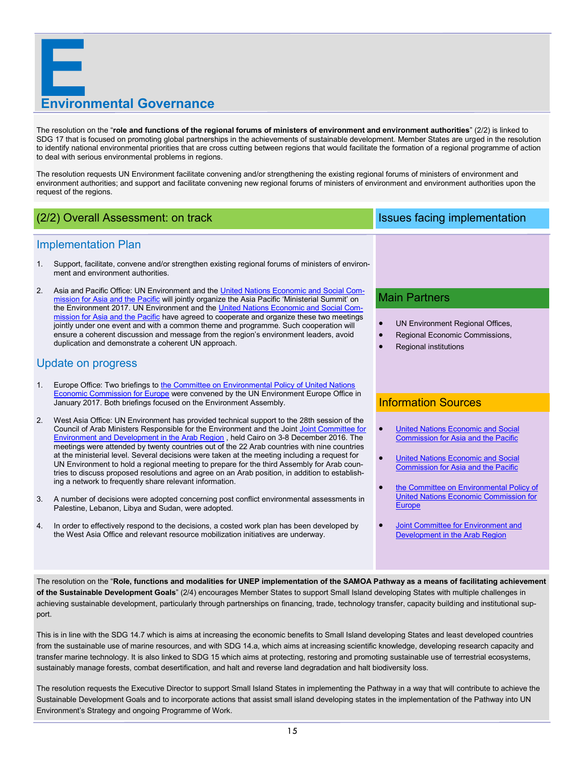# E

## Environmental Governance

The resolution on the "**role and functions of the regional forums of ministers of environment and environment authorities**" (2/2) is linked to SDG 17 that is focused on promoting global partnerships in the achievements of sustainable development. Member States are urged in the resolution to identify national environmental priorities that are cross cutting between regions that would facilitate the formation of a regional programme of action to deal with serious environmental problems in regions.

The resolution requests UN Environment facilitate convening and/or strengthening the existing regional forums of ministers of environment and environment authorities; and support and facilitate convening new regional forums of ministers of environment and environment authorities upon the request of the regions.

## (2/2) Overall Assessment: on track

### Implementation Plan

1. Support, facilitate, convene and/or strengthen existing regional forums of ministers of environment and environment authorities.

2. Asia and Pacific Office: UN Environment and the United Nations Economic and Social Commission for Asia and the Pacific will jointly organize the Asia Pacific 'Ministerial Summit' on the Environment 2017. UN Environment and the United Nations Economic and Social Commission for Asia and the Pacific have agreed to cooperate and organize these two meetings jointly under one event and with a common theme and programme. Such cooperation will ensure a coherent discussion and message from the region's environment leaders, avoid duplication and demonstrate a coherent UN approach.

### Update on progress

1. Europe Office: Two briefings to the Committee on Environmental Policy of United Nations Economic Commission for Europe were convened by the UN Environment Europe Office in January 2017. Both briefings focused on the Environment Assembly.

2. West Asia Office: UN Environment has provided technical support to the 28th session of the Council of Arab Ministers Responsible for the Environment and the Joint Joint Committee for Environment and Development in the Arab Region , held Cairo on 3-8 December 2016. The meetings were attended by twenty countries out of the 22 Arab countries with nine countries at the ministerial level. Several decisions were taken at the meeting including a request for UN Environment to hold a regional meeting to prepare for the third Assembly for Arab countries to discuss proposed resolutions and agree on an Arab position, in addition to establishing a network to frequently share relevant information.

3. A number of decisions were adopted concerning post conflict environmental assessments in Palestine, Lebanon, Libya and Sudan, were adopted.

4. In order to effectively respond to the decisions, a costed work plan has been developed by the West Asia Office and relevant resource mobilization initiatives are underway.

### Issues facing implementation

### Main Partners

- UN Environment Regional Offices,
- Regional Economic Commissions,
- Regional institutions

### Information Sources

- United Nations Economic and Social Commission for Asia and the Pacific
- United Nations Economic and Social Commission for Asia and the Pacific
- the Committee on Environmental Policy of United Nations Economic Commission for Europe
- Joint Committee for Environment and Development in the Arab Region

The resolution on the "**Role, functions and modalities for UNEP implementation of the SAMOA Pathway as a means of facilitating achievement of the Sustainable Development Goals**" (2/4) encourages Member States to support Small Island developing States with multiple challenges in achieving sustainable development, particularly through partnerships on financing, trade, technology transfer, capacity building and institutional support.

This is in line with the SDG 14.7 which is aims at increasing the economic benefits to Small Island developing States and least developed countries from the sustainable use of marine resources, and with SDG 14.a, which aims at increasing scientific knowledge, developing research capacity and transfer marine technology. It is also linked to SDG 15 which aims at protecting, restoring and promoting sustainable use of terrestrial ecosystems, sustainably manage forests, combat desertification, and halt and reverse land degradation and halt biodiversity loss.

The resolution requests the Executive Director to support Small Island States in implementing the Pathway in a way that will contribute to achieve the Sustainable Development Goals and to incorporate actions that assist small island developing states in the implementation of the Pathway into UN Environment's Strategy and ongoing Programme of Work.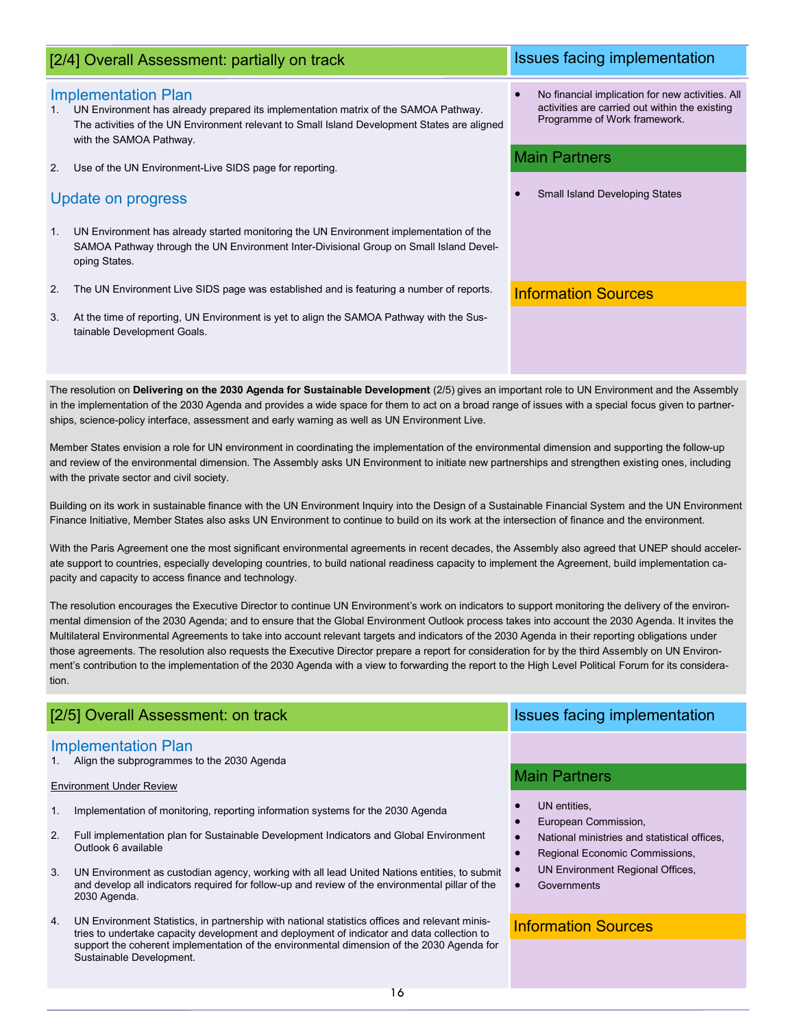## [2/4] Overall Assessment: partially on track

### Implementation Plan

1. UN Environment has already prepared its implementation matrix of the SAMOA Pathway. The activities of the UN Environment relevant to Small Island Development States are aligned with the SAMOA Pathway.
2. Use of the UN Environment-Live SIDS page for reporting.

### Update on progress

1. UN Environment has already started monitoring the UN Environment implementation of the SAMOA Pathway through the UN Environment Inter-Divisional Group on Small Island Developing States.
2. The UN Environment Live SIDS page was established and is featuring a number of reports.
3. At the time of reporting, UN Environment is yet to align the SAMOA Pathway with the Sustainable Development Goals.

### Issues facing implementation

- No financial implication for new activities. All activities are carried out within the existing Programme of Work framework.

### Main Partners

- Small Island Developing States

### Information Sources

The resolution on **Delivering on the 2030 Agenda for Sustainable Development** (2/5) gives an important role to UN Environment and the Assembly in the implementation of the 2030 Agenda and provides a wide space for them to act on a broad range of issues with a special focus given to partnerships, science-policy interface, assessment and early warning as well as UN Environment Live.

Member States envision a role for UN environment in coordinating the implementation of the environmental dimension and supporting the follow-up and review of the environmental dimension. The Assembly asks UN Environment to initiate new partnerships and strengthen existing ones, including with the private sector and civil society.

Building on its work in sustainable finance with the UN Environment Inquiry into the Design of a Sustainable Financial System and the UN Environment Finance Initiative, Member States also asks UN Environment to continue to build on its work at the intersection of finance and the environment.

With the Paris Agreement one the most significant environmental agreements in recent decades, the Assembly also agreed that UNEP should accelerate support to countries, especially developing countries, to build national readiness capacity to implement the Agreement, build implementation capacity and capacity to access finance and technology.

The resolution encourages the Executive Director to continue UN Environment's work on indicators to support monitoring the delivery of the environmental dimension of the 2030 Agenda; and to ensure that the Global Environment Outlook process takes into account the 2030 Agenda. It invites the Multilateral Environmental Agreements to take into account relevant targets and indicators of the 2030 Agenda in their reporting obligations under those agreements. The resolution also requests the Executive Director prepare a report for consideration for by the third Assembly on UN Environment's contribution to the implementation of the 2030 Agenda with a view to forwarding the report to the High Level Political Forum for its consideration.

## [2/5] Overall Assessment: on track

### Implementation Plan

1. Align the subprogrammes to the 2030 Agenda

Environment Under Review

1. Implementation of monitoring, reporting information systems for the 2030 Agenda
2. Full implementation plan for Sustainable Development Indicators and Global Environment Outlook 6 available
3. UN Environment as custodian agency, working with all lead United Nations entities, to submit and develop all indicators required for follow-up and review of the environmental pillar of the 2030 Agenda.
4. UN Environment Statistics, in partnership with national statistics offices and relevant ministries to undertake capacity development and deployment of indicator and data collection to support the coherent implementation of the environmental dimension of the 2030 Agenda for Sustainable Development.

### Issues facing implementation

### Main Partners

- UN entities,
- European Commission,
- National ministries and statistical offices,
- Regional Economic Commissions,
- UN Environment Regional Offices,
- Governments

### Information Sources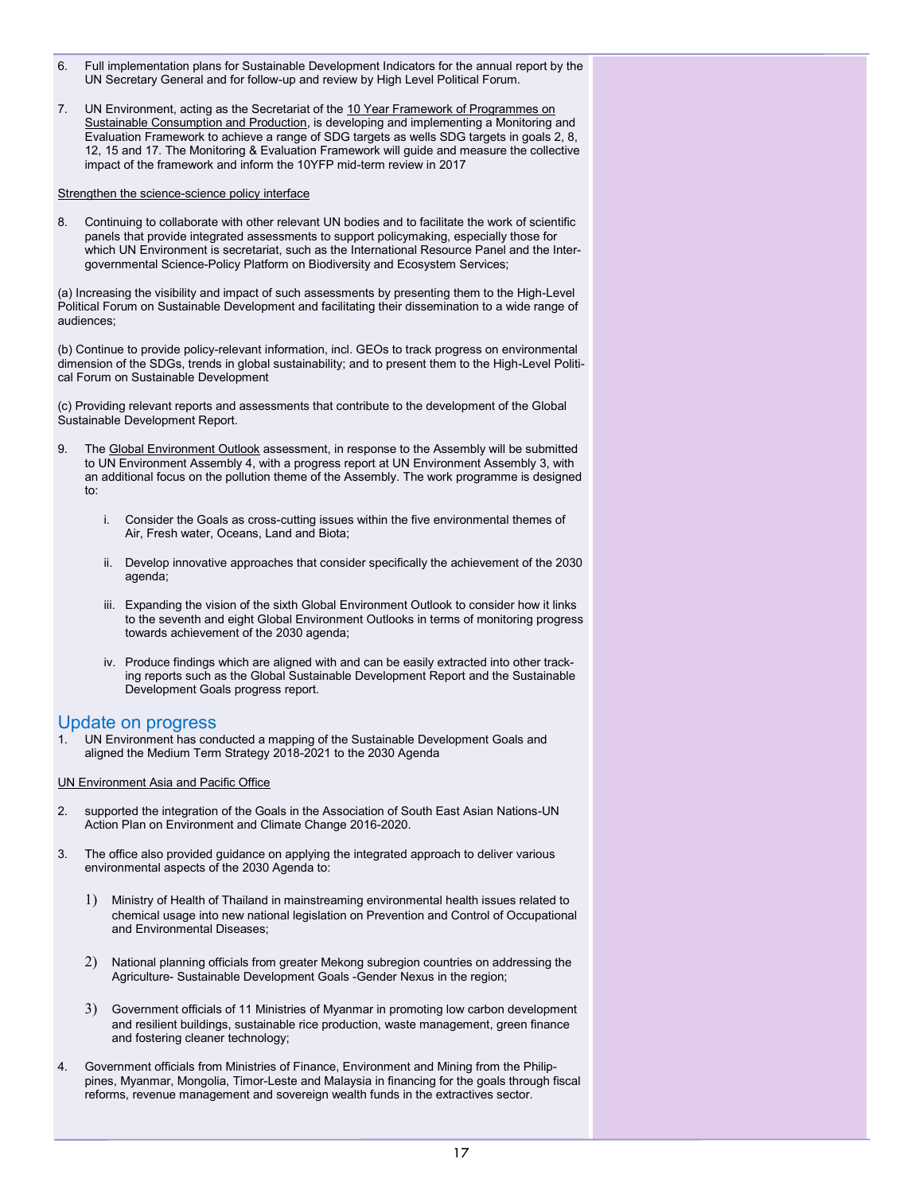6. Full implementation plans for Sustainable Development Indicators for the annual report by the UN Secretary General and for follow-up and review by High Level Political Forum.

7. UN Environment, acting as the Secretariat of the 10 Year Framework of Programmes on Sustainable Consumption and Production, is developing and implementing a Monitoring and Evaluation Framework to achieve a range of SDG targets as wells SDG targets in goals 2, 8, 12, 15 and 17. The Monitoring & Evaluation Framework will guide and measure the collective impact of the framework and inform the 10YFP mid-term review in 2017

Strengthen the science-science policy interface

8. Continuing to collaborate with other relevant UN bodies and to facilitate the work of scientific panels that provide integrated assessments to support policymaking, especially those for which UN Environment is secretariat, such as the International Resource Panel and the Inter-governmental Science-Policy Platform on Biodiversity and Ecosystem Services;

(a) Increasing the visibility and impact of such assessments by presenting them to the High-Level Political Forum on Sustainable Development and facilitating their dissemination to a wide range of audiences;

(b) Continue to provide policy-relevant information, incl. GEOs to track progress on environmental dimension of the SDGs, trends in global sustainability; and to present them to the High-Level Political Forum on Sustainable Development

(c) Providing relevant reports and assessments that contribute to the development of the Global Sustainable Development Report.

9. The Global Environment Outlook assessment, in response to the Assembly will be submitted to UN Environment Assembly 4, with a progress report at UN Environment Assembly 3, with an additional focus on the pollution theme of the Assembly. The work programme is designed to:

   i. Consider the Goals as cross-cutting issues within the five environmental themes of Air, Fresh water, Oceans, Land and Biota;

   ii. Develop innovative approaches that consider specifically the achievement of the 2030 agenda;

   iii. Expanding the vision of the sixth Global Environment Outlook to consider how it links to the seventh and eight Global Environment Outlooks in terms of monitoring progress towards achievement of the 2030 agenda;

   iv. Produce findings which are aligned with and can be easily extracted into other tracking reports such as the Global Sustainable Development Report and the Sustainable Development Goals progress report.

## Update on progress

1. UN Environment has conducted a mapping of the Sustainable Development Goals and aligned the Medium Term Strategy 2018-2021 to the 2030 Agenda

UN Environment Asia and Pacific Office

2. supported the integration of the Goals in the Association of South East Asian Nations-UN Action Plan on Environment and Climate Change 2016-2020.

3. The office also provided guidance on applying the integrated approach to deliver various environmental aspects of the 2030 Agenda to:

   1) Ministry of Health of Thailand in mainstreaming environmental health issues related to chemical usage into new national legislation on Prevention and Control of Occupational and Environmental Diseases;

   2) National planning officials from greater Mekong subregion countries on addressing the Agriculture- Sustainable Development Goals -Gender Nexus in the region;

   3) Government officials of 11 Ministries of Myanmar in promoting low carbon development and resilient buildings, sustainable rice production, waste management, green finance and fostering cleaner technology;

4. Government officials from Ministries of Finance, Environment and Mining from the Philippines, Myanmar, Mongolia, Timor-Leste and Malaysia in financing for the goals through fiscal reforms, revenue management and sovereign wealth funds in the extractives sector.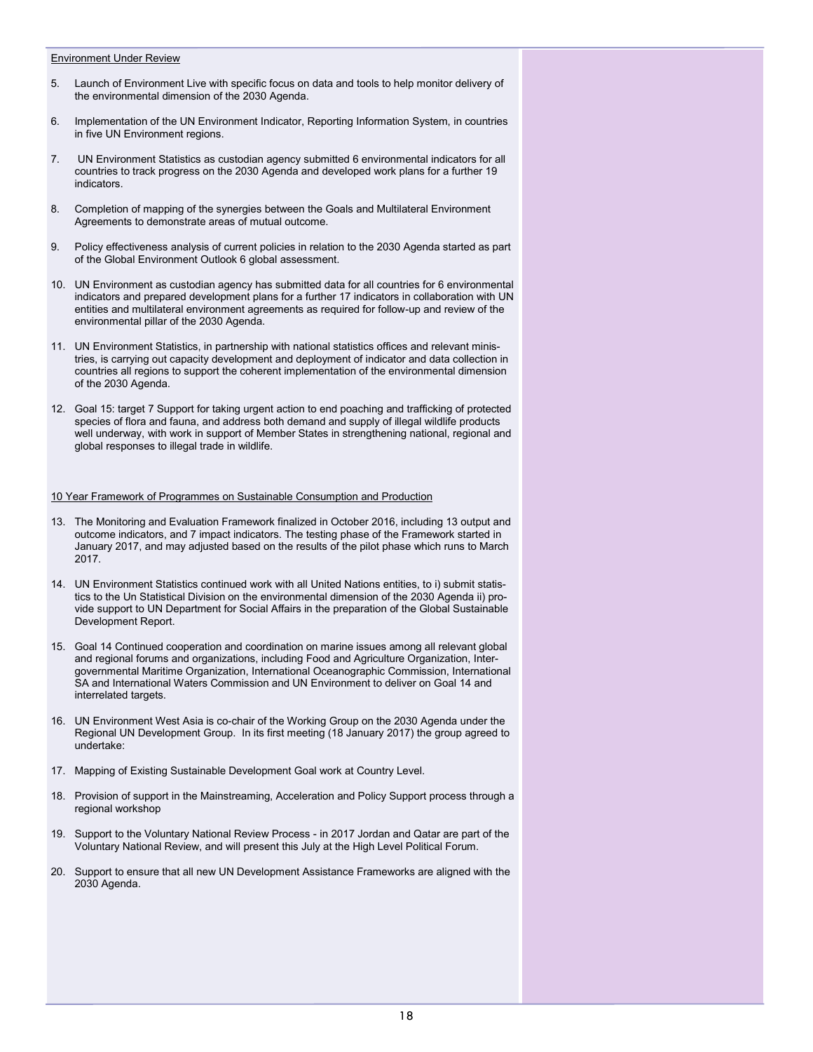Environment Under Review

5. Launch of Environment Live with specific focus on data and tools to help monitor delivery of the environmental dimension of the 2030 Agenda.

6. Implementation of the UN Environment Indicator, Reporting Information System, in countries in five UN Environment regions.

7. UN Environment Statistics as custodian agency submitted 6 environmental indicators for all countries to track progress on the 2030 Agenda and developed work plans for a further 19 indicators.

8. Completion of mapping of the synergies between the Goals and Multilateral Environment Agreements to demonstrate areas of mutual outcome.

9. Policy effectiveness analysis of current policies in relation to the 2030 Agenda started as part of the Global Environment Outlook 6 global assessment.

10. UN Environment as custodian agency has submitted data for all countries for 6 environmental indicators and prepared development plans for a further 17 indicators in collaboration with UN entities and multilateral environment agreements as required for follow-up and review of the environmental pillar of the 2030 Agenda.

11. UN Environment Statistics, in partnership with national statistics offices and relevant ministries, is carrying out capacity development and deployment of indicator and data collection in countries all regions to support the coherent implementation of the environmental dimension of the 2030 Agenda.

12. Goal 15: target 7 Support for taking urgent action to end poaching and trafficking of protected species of flora and fauna, and address both demand and supply of illegal wildlife products well underway, with work in support of Member States in strengthening national, regional and global responses to illegal trade in wildlife.

10 Year Framework of Programmes on Sustainable Consumption and Production

13. The Monitoring and Evaluation Framework finalized in October 2016, including 13 output and outcome indicators, and 7 impact indicators. The testing phase of the Framework started in January 2017, and may adjusted based on the results of the pilot phase which runs to March 2017.

14. UN Environment Statistics continued work with all United Nations entities, to i) submit statistics to the Un Statistical Division on the environmental dimension of the 2030 Agenda ii) provide support to UN Department for Social Affairs in the preparation of the Global Sustainable Development Report.

15. Goal 14 Continued cooperation and coordination on marine issues among all relevant global and regional forums and organizations, including Food and Agriculture Organization, Intergovernmental Maritime Organization, International Oceanographic Commission, International SA and International Waters Commission and UN Environment to deliver on Goal 14 and interrelated targets.

16. UN Environment West Asia is co-chair of the Working Group on the 2030 Agenda under the Regional UN Development Group. In its first meeting (18 January 2017) the group agreed to undertake:

17. Mapping of Existing Sustainable Development Goal work at Country Level.

18. Provision of support in the Mainstreaming, Acceleration and Policy Support process through a regional workshop

19. Support to the Voluntary National Review Process - in 2017 Jordan and Qatar are part of the Voluntary National Review, and will present this July at the High Level Political Forum.

20. Support to ensure that all new UN Development Assistance Frameworks are aligned with the 2030 Agenda.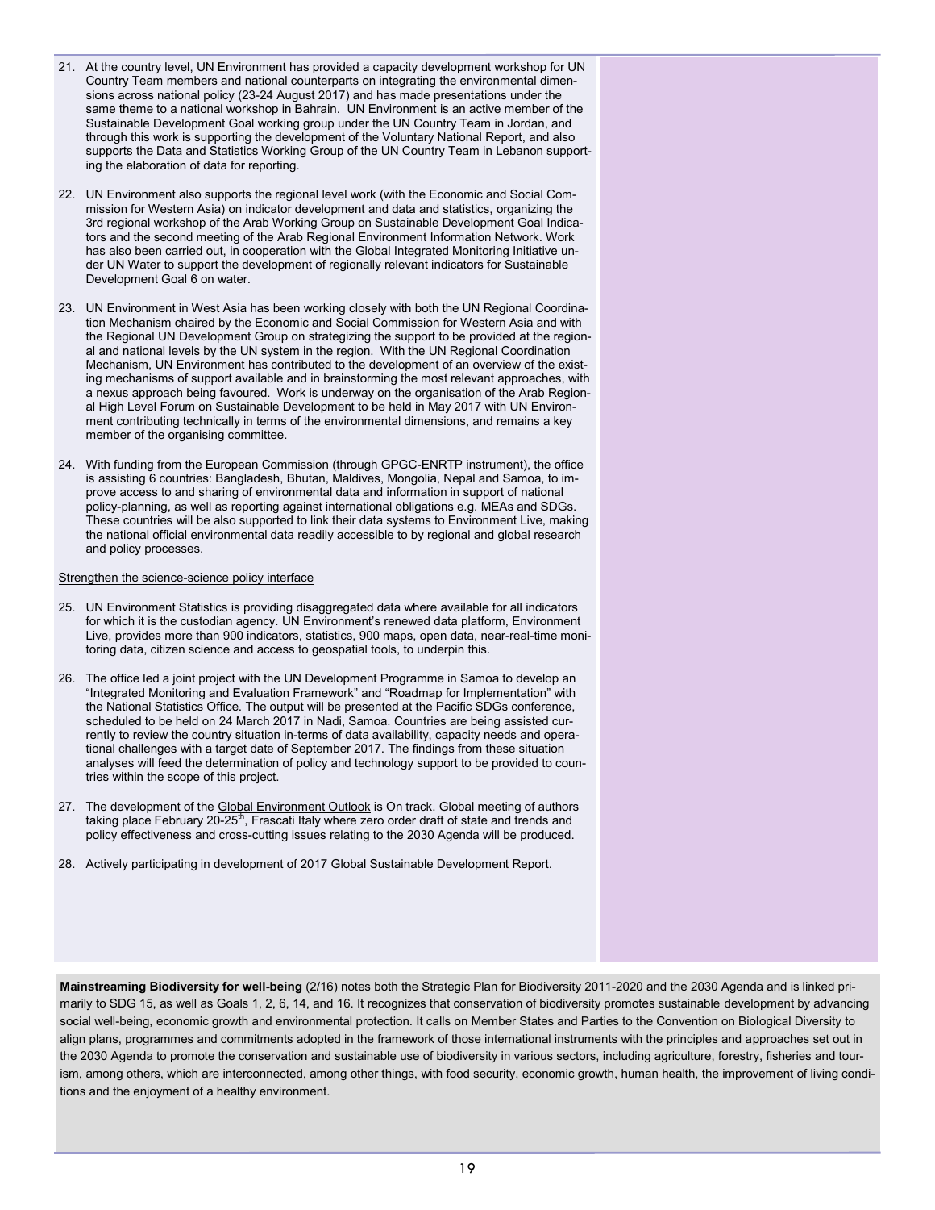21. At the country level, UN Environment has provided a capacity development workshop for UN Country Team members and national counterparts on integrating the environmental dimensions across national policy (23-24 August 2017) and has made presentations under the same theme to a national workshop in Bahrain. UN Environment is an active member of the Sustainable Development Goal working group under the UN Country Team in Jordan, and through this work is supporting the development of the Voluntary National Report, and also supports the Data and Statistics Working Group of the UN Country Team in Lebanon supporting the elaboration of data for reporting.

22. UN Environment also supports the regional level work (with the Economic and Social Commission for Western Asia) on indicator development and data and statistics, organizing the 3rd regional workshop of the Arab Working Group on Sustainable Development Goal Indicators and the second meeting of the Arab Regional Environment Information Network. Work has also been carried out, in cooperation with the Global Integrated Monitoring Initiative under UN Water to support the development of regionally relevant indicators for Sustainable Development Goal 6 on water.

23. UN Environment in West Asia has been working closely with both the UN Regional Coordination Mechanism chaired by the Economic and Social Commission for Western Asia and with the Regional UN Development Group on strategizing the support to be provided at the regional and national levels by the UN system in the region. With the UN Regional Coordination Mechanism, UN Environment has contributed to the development of an overview of the existing mechanisms of support available and in brainstorming the most relevant approaches, with a nexus approach being favoured. Work is underway on the organisation of the Arab Regional High Level Forum on Sustainable Development to be held in May 2017 with UN Environment contributing technically in terms of the environmental dimensions, and remains a key member of the organising committee.

24. With funding from the European Commission (through GPGC-ENRTP instrument), the office is assisting 6 countries: Bangladesh, Bhutan, Maldives, Mongolia, Nepal and Samoa, to improve access to and sharing of environmental data and information in support of national policy-planning, as well as reporting against international obligations e.g. MEAs and SDGs. These countries will be also supported to link their data systems to Environment Live, making the national official environmental data readily accessible to by regional and global research and policy processes.

Strengthen the science-science policy interface

25. UN Environment Statistics is providing disaggregated data where available for all indicators for which it is the custodian agency. UN Environment's renewed data platform, Environment Live, provides more than 900 indicators, statistics, 900 maps, open data, near-real-time monitoring data, citizen science and access to geospatial tools, to underpin this.

26. The office led a joint project with the UN Development Programme in Samoa to develop an "Integrated Monitoring and Evaluation Framework" and "Roadmap for Implementation" with the National Statistics Office. The output will be presented at the Pacific SDGs conference, scheduled to be held on 24 March 2017 in Nadi, Samoa. Countries are being assisted currently to review the country situation in-terms of data availability, capacity needs and operational challenges with a target date of September 2017. The findings from these situation analyses will feed the determination of policy and technology support to be provided to countries within the scope of this project.

27. The development of the Global Environment Outlook is On track. Global meeting of authors taking place February 20-25th, Frascati Italy where zero order draft of state and trends and policy effectiveness and cross-cutting issues relating to the 2030 Agenda will be produced.

28. Actively participating in development of 2017 Global Sustainable Development Report.

**Mainstreaming Biodiversity for well-being** (2/16) notes both the Strategic Plan for Biodiversity 2011-2020 and the 2030 Agenda and is linked primarily to SDG 15, as well as Goals 1, 2, 6, 14, and 16. It recognizes that conservation of biodiversity promotes sustainable development by advancing social well-being, economic growth and environmental protection. It calls on Member States and Parties to the Convention on Biological Diversity to align plans, programmes and commitments adopted in the framework of those international instruments with the principles and approaches set out in the 2030 Agenda to promote the conservation and sustainable use of biodiversity in various sectors, including agriculture, forestry, fisheries and tourism, among others, which are interconnected, among other things, with food security, economic growth, human health, the improvement of living conditions and the enjoyment of a healthy environment.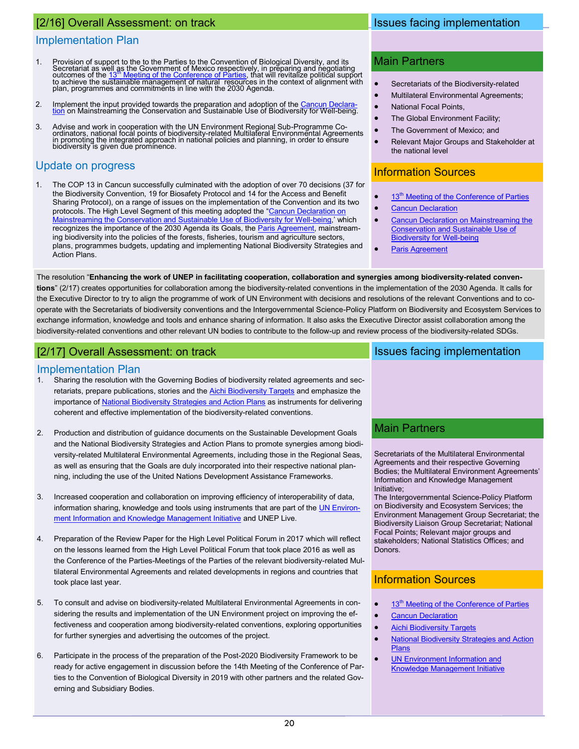## [2/16] Overall Assessment: on track

### Implementation Plan

1. Provision of support to the to the Parties to the Convention of Biological Diversity, and its Secretariat as well as the Government of Mexico respectively, in preparing and negotiating outcomes of the 13th Meeting of the Conference of Parties, that will revitalize political support to achieve the sustainable management of natural resources in the context of alignment with plan, programmes and commitments in line with the 2030 Agenda.

2. Implement the input provided towards the preparation and adoption of the Cancun Declaration on Mainstreaming the Conservation and Sustainable Use of Biodiversity for Well-being.

3. Advise and work in cooperation with the UN Environment Regional Sub-Programme Coordinators, national focal points of biodiversity-related Multilateral Environmental Agreements in promoting the integrated approach in national policies and planning, in order to ensure biodiversity is given due prominence.

### Update on progress

1. The COP 13 in Cancun successfully culminated with the adoption of over 70 decisions (37 for the Biodiversity Convention, 19 for Biosafety Protocol and 14 for the Access and Benefit Sharing Protocol), on a range of issues on the implementation of the Convention and its two protocols. The High Level Segment of this meeting adopted the "Cancun Declaration on Mainstreaming the Conservation and Sustainable Use of Biodiversity for Well-being," which recognizes the importance of the 2030 Agenda its Goals, the Paris Agreement, mainstreaming biodiversity into the policies of the forests, fisheries, tourism and agriculture sectors, plans, programmes budgets, updating and implementing National Biodiversity Strategies and Action Plans.

### Issues facing implementation

### Main Partners

- Secretariats of the Biodiversity-related
- Multilateral Environmental Agreements;
- National Focal Points,
- The Global Environment Facility;
- The Government of Mexico; and
- Relevant Major Groups and Stakeholder at the national level

### Information Sources

- 13th Meeting of the Conference of Parties
- Cancun Declaration
- Cancun Declaration on Mainstreaming the Conservation and Sustainable Use of Biodiversity for Well-being
- Paris Agreement

The resolution "**Enhancing the work of UNEP in facilitating cooperation, collaboration and synergies among biodiversity-related conventions**" (2/17) creates opportunities for collaboration among the biodiversity-related conventions in the implementation of the 2030 Agenda. It calls for the Executive Director to try to align the programme of work of UN Environment with decisions and resolutions of the relevant Conventions and to cooperate with the Secretariats of biodiversity conventions and the Intergovernmental Science-Policy Platform on Biodiversity and Ecosystem Services to exchange information, knowledge and tools and enhance sharing of information. It also asks the Executive Director assist collaboration among the biodiversity-related conventions and other relevant UN bodies to contribute to the follow-up and review process of the biodiversity-related SDGs.

## [2/17] Overall Assessment: on track

### Implementation Plan

1. Sharing the resolution with the Governing Bodies of biodiversity related agreements and secretariats, prepare publications, stories and the Aichi Biodiversity Targets and emphasize the importance of National Biodiversity Strategies and Action Plans as instruments for delivering coherent and effective implementation of the biodiversity-related conventions.

2. Production and distribution of guidance documents on the Sustainable Development Goals and the National Biodiversity Strategies and Action Plans to promote synergies among biodiversity-related Multilateral Environmental Agreements, including those in the Regional Seas, as well as ensuring that the Goals are duly incorporated into their respective national planning, including the use of the United Nations Development Assistance Frameworks.

3. Increased cooperation and collaboration on improving efficiency of interoperability of data, information sharing, knowledge and tools using instruments that are part of the UN Environment Information and Knowledge Management Initiative and UNEP Live.

4. Preparation of the Review Paper for the High Level Political Forum in 2017 which will reflect on the lessons learned from the High Level Political Forum that took place 2016 as well as the Conference of the Parties-Meetings of the Parties of the relevant biodiversity-related Multilateral Environmental Agreements and related developments in regions and countries that took place last year.

5. To consult and advise on biodiversity-related Multilateral Environmental Agreements in considering the results and implementation of the UN Environment project on improving the effectiveness and cooperation among biodiversity-related conventions, exploring opportunities for further synergies and advertising the outcomes of the project.

6. Participate in the process of the preparation of the Post-2020 Biodiversity Framework to be ready for active engagement in discussion before the 14th Meeting of the Conference of Parties to the Convention of Biological Diversity in 2019 with other partners and the related Governing and Subsidiary Bodies.

### Issues facing implementation

### Main Partners

Secretariats of the Multilateral Environmental Agreements and their respective Governing Bodies; the Multilateral Environment Agreements' Information and Knowledge Management Initiative;
The Intergovernmental Science-Policy Platform on Biodiversity and Ecosystem Services; the Environment Management Group Secretariat; the Biodiversity Liaison Group Secretariat; National Focal Points; Relevant major groups and stakeholders; National Statistics Offices; and Donors.

### Information Sources

- 13th Meeting of the Conference of Parties
- Cancun Declaration
- Aichi Biodiversity Targets
- National Biodiversity Strategies and Action Plans
- UN Environment Information and Knowledge Management Initiative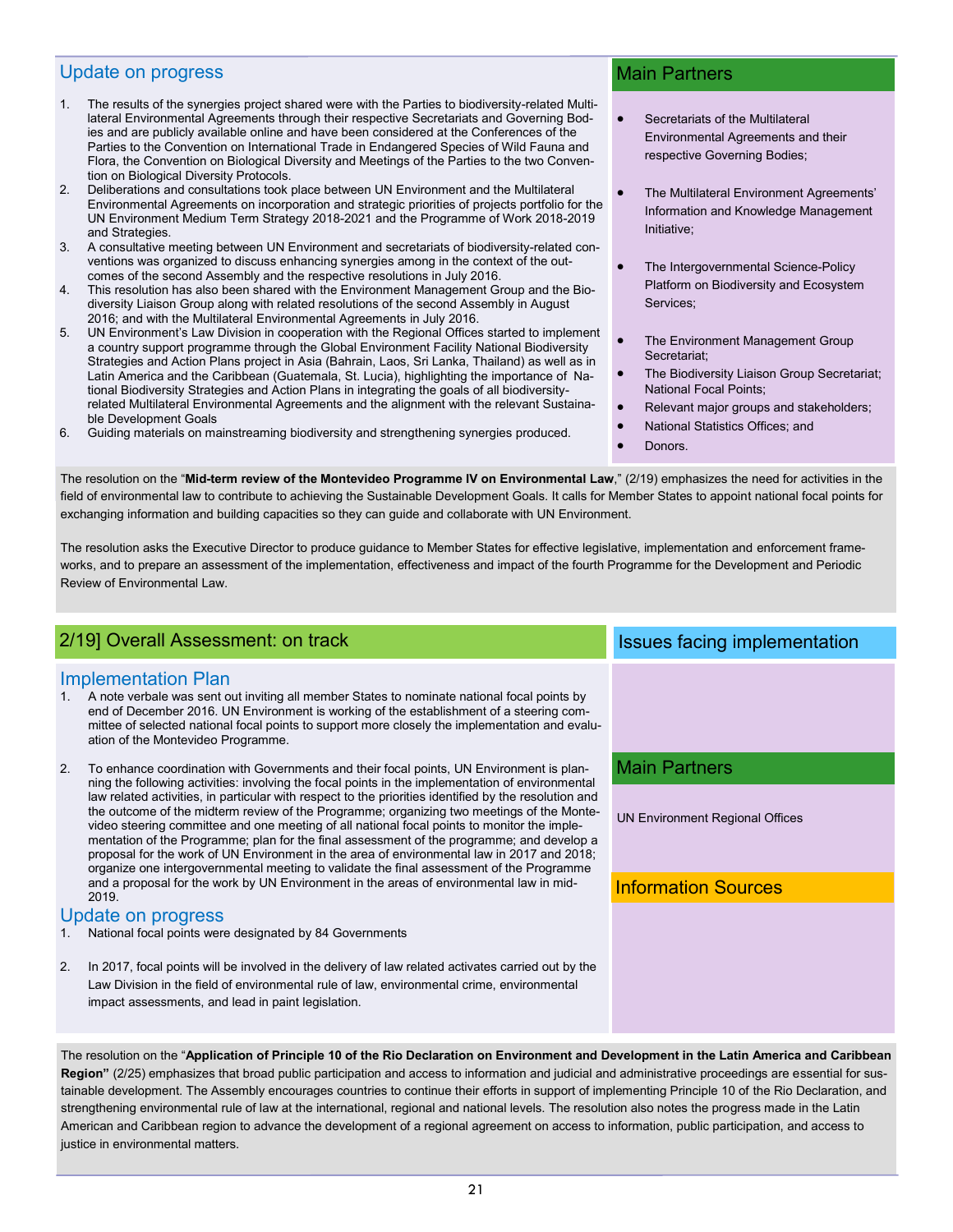## Update on progress

1. The results of the synergies project shared were with the Parties to biodiversity-related Multilateral Environmental Agreements through their respective Secretariats and Governing Bodies and are publicly available online and have been considered at the Conferences of the Parties to the Convention on International Trade in Endangered Species of Wild Fauna and Flora, the Convention on Biological Diversity and Meetings of the Parties to the two Convention on Biological Diversity Protocols.
2. Deliberations and consultations took place between UN Environment and the Multilateral Environmental Agreements on incorporation and strategic priorities of projects portfolio for the UN Environment Medium Term Strategy 2018-2021 and the Programme of Work 2018-2019 and Strategies.
3. A consultative meeting between UN Environment and secretariats of biodiversity-related conventions was organized to discuss enhancing synergies among in the context of the outcomes of the second Assembly and the respective resolutions in July 2016.
4. This resolution has also been shared with the Environment Management Group and the Biodiversity Liaison Group along with related resolutions of the second Assembly in August 2016; and with the Multilateral Environmental Agreements in July 2016.
5. UN Environment's Law Division in cooperation with the Regional Offices started to implement a country support programme through the Global Environment Facility National Biodiversity Strategies and Action Plans project in Asia (Bahrain, Laos, Sri Lanka, Thailand) as well as in Latin America and the Caribbean (Guatemala, St. Lucia), highlighting the importance of National Biodiversity Strategies and Action Plans in integrating the goals of all biodiversity-related Multilateral Environmental Agreements and the alignment with the relevant Sustainable Development Goals
6. Guiding materials on mainstreaming biodiversity and strengthening synergies produced.

## Main Partners

- Secretariats of the Multilateral Environmental Agreements and their respective Governing Bodies;
- The Multilateral Environment Agreements' Information and Knowledge Management Initiative;
- The Intergovernmental Science-Policy Platform on Biodiversity and Ecosystem Services;
- The Environment Management Group Secretariat;
- The Biodiversity Liaison Group Secretariat; National Focal Points;
- Relevant major groups and stakeholders;
- National Statistics Offices; and
- Donors.

The resolution on the "**Mid-term review of the Montevideo Programme IV on Environmental Law**," (2/19) emphasizes the need for activities in the field of environmental law to contribute to achieving the Sustainable Development Goals. It calls for Member States to appoint national focal points for exchanging information and building capacities so they can guide and collaborate with UN Environment.

The resolution asks the Executive Director to produce guidance to Member States for effective legislative, implementation and enforcement frameworks, and to prepare an assessment of the implementation, effectiveness and impact of the fourth Programme for the Development and Periodic Review of Environmental Law.

## 2/19] Overall Assessment: on track

## Implementation Plan

1. A note verbale was sent out inviting all member States to nominate national focal points by end of December 2016. UN Environment is working of the establishment of a steering committee of selected national focal points to support more closely the implementation and evaluation of the Montevideo Programme.

2. To enhance coordination with Governments and their focal points, UN Environment is planning the following activities: involving the focal points in the implementation of environmental law related activities, in particular with respect to the priorities identified by the resolution and the outcome of the midterm review of the Programme; organizing two meetings of the Montevideo steering committee and one meeting of all national focal points to monitor the implementation of the Programme; plan for the final assessment of the programme; and develop a proposal for the work of UN Environment in the area of environmental law in 2017 and 2018; organize one intergovernmental meeting to validate the final assessment of the Programme and a proposal for the work by UN Environment in the areas of environmental law in mid-2019.

## Update on progress

1. National focal points were designated by 84 Governments

2. In 2017, focal points will be involved in the delivery of law related activates carried out by the Law Division in the field of environmental rule of law, environmental crime, environmental impact assessments, and lead in paint legislation.

## Issues facing implementation

## Main Partners

UN Environment Regional Offices

## Information Sources

The resolution on the "**Application of Principle 10 of the Rio Declaration on Environment and Development in the Latin America and Caribbean Region"** (2/25) emphasizes that broad public participation and access to information and judicial and administrative proceedings are essential for sustainable development. The Assembly encourages countries to continue their efforts in support of implementing Principle 10 of the Rio Declaration, and strengthening environmental rule of law at the international, regional and national levels. The resolution also notes the progress made in the Latin American and Caribbean region to advance the development of a regional agreement on access to information, public participation, and access to justice in environmental matters.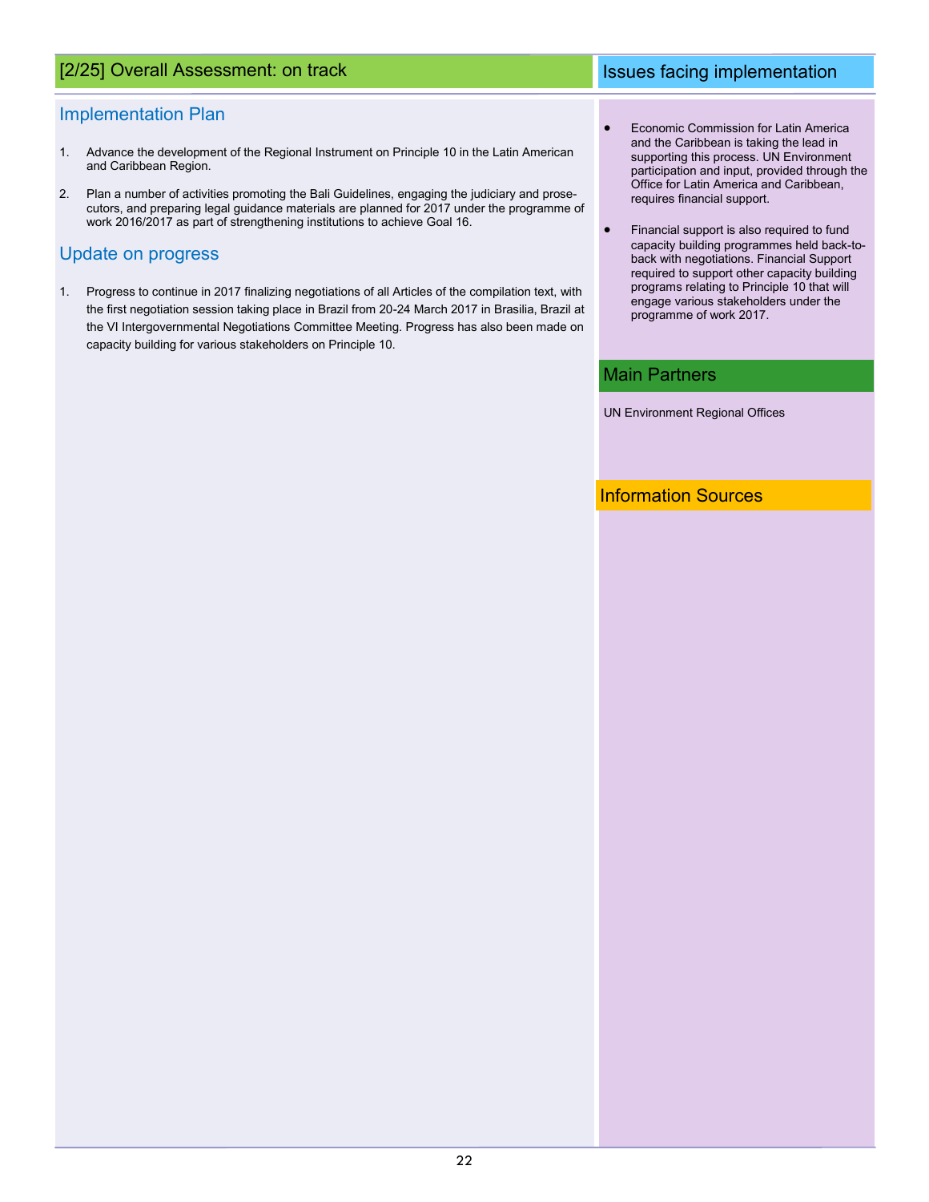## [2/25] Overall Assessment: on track

### Implementation Plan

1. Advance the development of the Regional Instrument on Principle 10 in the Latin American and Caribbean Region.

2. Plan a number of activities promoting the Bali Guidelines, engaging the judiciary and prosecutors, and preparing legal guidance materials are planned for 2017 under the programme of work 2016/2017 as part of strengthening institutions to achieve Goal 16.

### Update on progress

1. Progress to continue in 2017 finalizing negotiations of all Articles of the compilation text, with the first negotiation session taking place in Brazil from 20-24 March 2017 in Brasilia, Brazil at the VI Intergovernmental Negotiations Committee Meeting. Progress has also been made on capacity building for various stakeholders on Principle 10.

## Issues facing implementation

- Economic Commission for Latin America and the Caribbean is taking the lead in supporting this process. UN Environment participation and input, provided through the Office for Latin America and Caribbean, requires financial support.

- Financial support is also required to fund capacity building programmes held back-to-back with negotiations. Financial Support required to support other capacity building programs relating to Principle 10 that will engage various stakeholders under the programme of work 2017.

## Main Partners

UN Environment Regional Offices

## Information Sources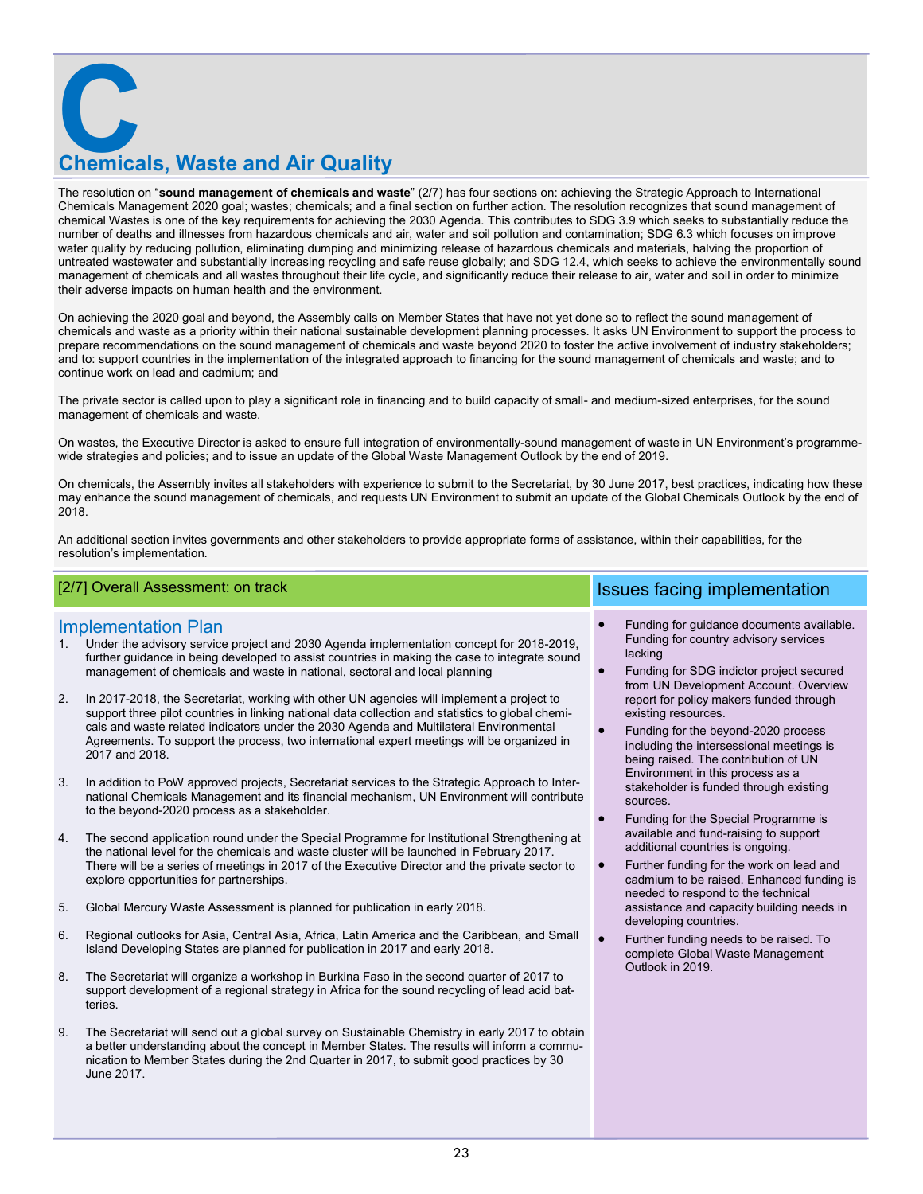# C

## Chemicals, Waste and Air Quality

The resolution on "**sound management of chemicals and waste**" (2/7) has four sections on: achieving the Strategic Approach to International Chemicals Management 2020 goal; wastes; chemicals; and a final section on further action. The resolution recognizes that sound management of chemical Wastes is one of the key requirements for achieving the 2030 Agenda. This contributes to SDG 3.9 which seeks to substantially reduce the number of deaths and illnesses from hazardous chemicals and air, water and soil pollution and contamination; SDG 6.3 which focuses on improve water quality by reducing pollution, eliminating dumping and minimizing release of hazardous chemicals and materials, halving the proportion of untreated wastewater and substantially increasing recycling and safe reuse globally; and SDG 12.4, which seeks to achieve the environmentally sound management of chemicals and all wastes throughout their life cycle, and significantly reduce their release to air, water and soil in order to minimize their adverse impacts on human health and the environment.

On achieving the 2020 goal and beyond, the Assembly calls on Member States that have not yet done so to reflect the sound management of chemicals and waste as a priority within their national sustainable development planning processes. It asks UN Environment to support the process to prepare recommendations on the sound management of chemicals and waste beyond 2020 to foster the active involvement of industry stakeholders; and to: support countries in the implementation of the integrated approach to financing for the sound management of chemicals and waste; and to continue work on lead and cadmium; and

The private sector is called upon to play a significant role in financing and to build capacity of small- and medium-sized enterprises, for the sound management of chemicals and waste.

On wastes, the Executive Director is asked to ensure full integration of environmentally-sound management of waste in UN Environment's programme-wide strategies and policies; and to issue an update of the Global Waste Management Outlook by the end of 2019.

On chemicals, the Assembly invites all stakeholders with experience to submit to the Secretariat, by 30 June 2017, best practices, indicating how these may enhance the sound management of chemicals, and requests UN Environment to submit an update of the Global Chemicals Outlook by the end of 2018.

An additional section invites governments and other stakeholders to provide appropriate forms of assistance, within their capabilities, for the resolution's implementation.

### [2/7] Overall Assessment: on track

### Implementation Plan

1. Under the advisory service project and 2030 Agenda implementation concept for 2018-2019, further guidance in being developed to assist countries in making the case to integrate sound management of chemicals and waste in national, sectoral and local planning

2. In 2017-2018, the Secretariat, working with other UN agencies will implement a project to support three pilot countries in linking national data collection and statistics to global chemicals and waste related indicators under the 2030 Agenda and Multilateral Environmental Agreements. To support the process, two international expert meetings will be organized in 2017 and 2018.

3. In addition to PoW approved projects, Secretariat services to the Strategic Approach to International Chemicals Management and its financial mechanism, UN Environment will contribute to the beyond-2020 process as a stakeholder.

4. The second application round under the Special Programme for Institutional Strengthening at the national level for the chemicals and waste cluster will be launched in February 2017. There will be a series of meetings in 2017 of the Executive Director and the private sector to explore opportunities for partnerships.

5. Global Mercury Waste Assessment is planned for publication in early 2018.

6. Regional outlooks for Asia, Central Asia, Africa, Latin America and the Caribbean, and Small Island Developing States are planned for publication in 2017 and early 2018.

8. The Secretariat will organize a workshop in Burkina Faso in the second quarter of 2017 to support development of a regional strategy in Africa for the sound recycling of lead acid batteries.

9. The Secretariat will send out a global survey on Sustainable Chemistry in early 2017 to obtain a better understanding about the concept in Member States. The results will inform a communication to Member States during the 2nd Quarter in 2017, to submit good practices by 30 June 2017.

### Issues facing implementation

- Funding for guidance documents available. Funding for country advisory services lacking
- Funding for SDG indictor project secured from UN Development Account. Overview report for policy makers funded through existing resources.
- Funding for the beyond-2020 process including the intersessional meetings is being raised. The contribution of UN Environment in this process as a stakeholder is funded through existing sources.
- Funding for the Special Programme is available and fund-raising to support additional countries is ongoing.
- Further funding for the work on lead and cadmium to be raised. Enhanced funding is needed to respond to the technical assistance and capacity building needs in developing countries.
- Further funding needs to be raised. To complete Global Waste Management Outlook in 2019.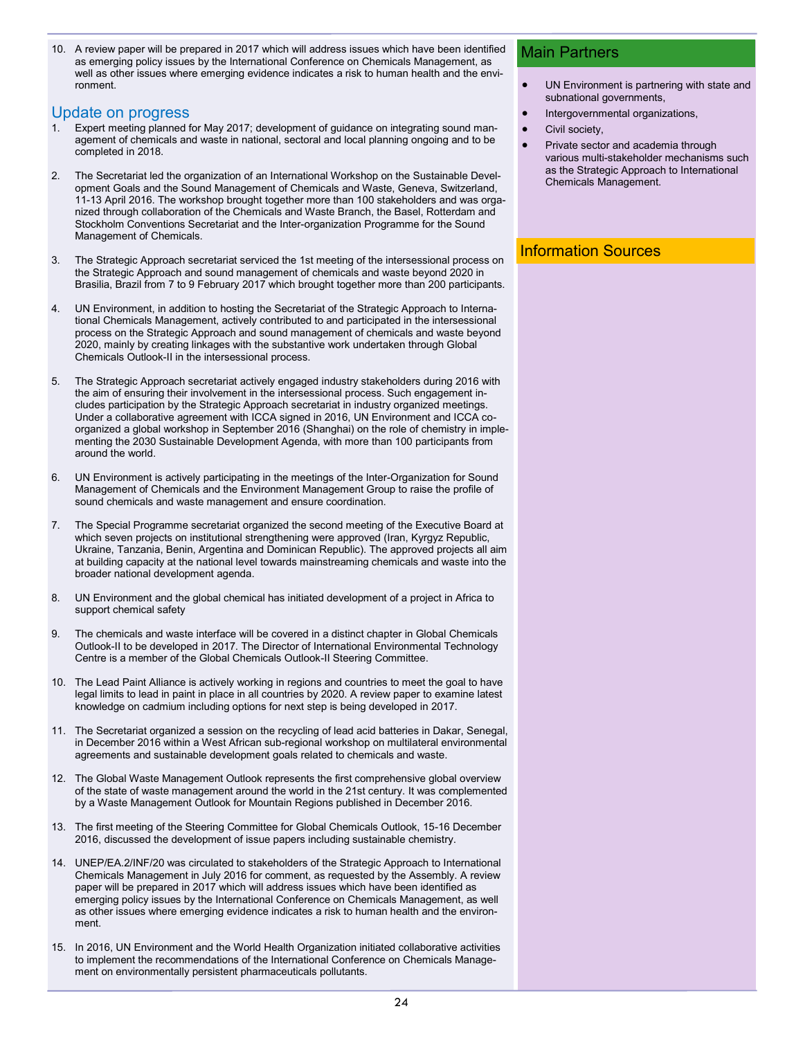10. A review paper will be prepared in 2017 which will address issues which have been identified as emerging policy issues by the International Conference on Chemicals Management, as well as other issues where emerging evidence indicates a risk to human health and the environment.

## Update on progress

1. Expert meeting planned for May 2017; development of guidance on integrating sound management of chemicals and waste in national, sectoral and local planning ongoing and to be completed in 2018.

2. The Secretariat led the organization of an International Workshop on the Sustainable Development Goals and the Sound Management of Chemicals and Waste, Geneva, Switzerland, 11-13 April 2016. The workshop brought together more than 100 stakeholders and was organized through collaboration of the Chemicals and Waste Branch, the Basel, Rotterdam and Stockholm Conventions Secretariat and the Inter-organization Programme for the Sound Management of Chemicals.

3. The Strategic Approach secretariat serviced the 1st meeting of the intersessional process on the Strategic Approach and sound management of chemicals and waste beyond 2020 in Brasilia, Brazil from 7 to 9 February 2017 which brought together more than 200 participants.

4. UN Environment, in addition to hosting the Secretariat of the Strategic Approach to International Chemicals Management, actively contributed to and participated in the intersessional process on the Strategic Approach and sound management of chemicals and waste beyond 2020, mainly by creating linkages with the substantive work undertaken through Global Chemicals Outlook-II in the intersessional process.

5. The Strategic Approach secretariat actively engaged industry stakeholders during 2016 with the aim of ensuring their involvement in the intersessional process. Such engagement includes participation by the Strategic Approach secretariat in industry organized meetings. Under a collaborative agreement with ICCA signed in 2016, UN Environment and ICCA co-organized a global workshop in September 2016 (Shanghai) on the role of chemistry in implementing the 2030 Sustainable Development Agenda, with more than 100 participants from around the world.

6. UN Environment is actively participating in the meetings of the Inter-Organization for Sound Management of Chemicals and the Environment Management Group to raise the profile of sound chemicals and waste management and ensure coordination.

7. The Special Programme secretariat organized the second meeting of the Executive Board at which seven projects on institutional strengthening were approved (Iran, Kyrgyz Republic, Ukraine, Tanzania, Benin, Argentina and Dominican Republic). The approved projects all aim at building capacity at the national level towards mainstreaming chemicals and waste into the broader national development agenda.

8. UN Environment and the global chemical has initiated development of a project in Africa to support chemical safety

9. The chemicals and waste interface will be covered in a distinct chapter in Global Chemicals Outlook-II to be developed in 2017. The Director of International Environmental Technology Centre is a member of the Global Chemicals Outlook-II Steering Committee.

10. The Lead Paint Alliance is actively working in regions and countries to meet the goal to have legal limits to lead in paint in place in all countries by 2020. A review paper to examine latest knowledge on cadmium including options for next step is being developed in 2017.

11. The Secretariat organized a session on the recycling of lead acid batteries in Dakar, Senegal, in December 2016 within a West African sub-regional workshop on multilateral environmental agreements and sustainable development goals related to chemicals and waste.

12. The Global Waste Management Outlook represents the first comprehensive global overview of the state of waste management around the world in the 21st century. It was complemented by a Waste Management Outlook for Mountain Regions published in December 2016.

13. The first meeting of the Steering Committee for Global Chemicals Outlook, 15-16 December 2016, discussed the development of issue papers including sustainable chemistry.

14. UNEP/EA.2/INF/20 was circulated to stakeholders of the Strategic Approach to International Chemicals Management in July 2016 for comment, as requested by the Assembly. A review paper will be prepared in 2017 which will address issues which have been identified as emerging policy issues by the International Conference on Chemicals Management, as well as other issues where emerging evidence indicates a risk to human health and the environment.

15. In 2016, UN Environment and the World Health Organization initiated collaborative activities to implement the recommendations of the International Conference on Chemicals Management on environmentally persistent pharmaceuticals pollutants.

## Main Partners

- UN Environment is partnering with state and subnational governments,
- Intergovernmental organizations,
- Civil society,
- Private sector and academia through various multi-stakeholder mechanisms such as the Strategic Approach to International Chemicals Management.

## Information Sources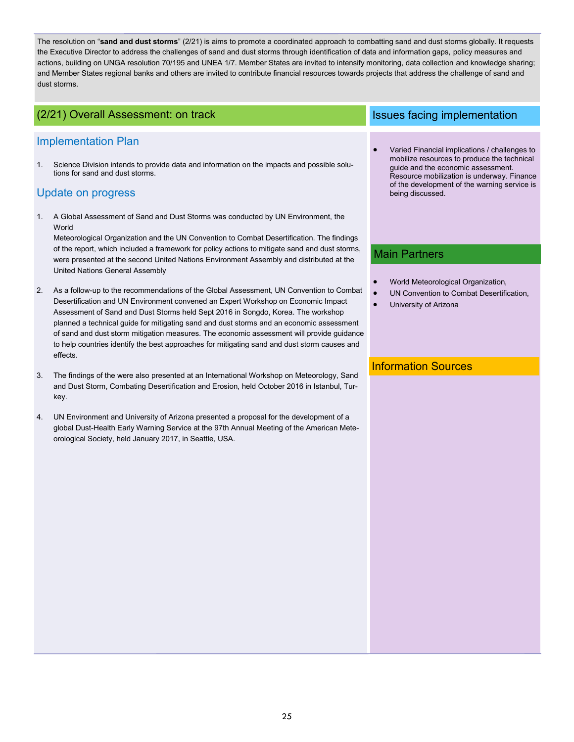The resolution on "**sand and dust storms**" (2/21) is aims to promote a coordinated approach to combatting sand and dust storms globally. It requests the Executive Director to address the challenges of sand and dust storms through identification of data and information gaps, policy measures and actions, building on UNGA resolution 70/195 and UNEA 1/7. Member States are invited to intensify monitoring, data collection and knowledge sharing; and Member States regional banks and others are invited to contribute financial resources towards projects that address the challenge of sand and dust storms.

## (2/21) Overall Assessment: on track

### Implementation Plan

1. Science Division intends to provide data and information on the impacts and possible solutions for sand and dust storms.

### Update on progress

1. A Global Assessment of Sand and Dust Storms was conducted by UN Environment, the World Meteorological Organization and the UN Convention to Combat Desertification. The findings of the report, which included a framework for policy actions to mitigate sand and dust storms, were presented at the second United Nations Environment Assembly and distributed at the United Nations General Assembly

2. As a follow-up to the recommendations of the Global Assessment, UN Convention to Combat Desertification and UN Environment convened an Expert Workshop on Economic Impact Assessment of Sand and Dust Storms held Sept 2016 in Songdo, Korea. The workshop planned a technical guide for mitigating sand and dust storms and an economic assessment of sand and dust storm mitigation measures. The economic assessment will provide guidance to help countries identify the best approaches for mitigating sand and dust storm causes and effects.

3. The findings of the were also presented at an International Workshop on Meteorology, Sand and Dust Storm, Combating Desertification and Erosion, held October 2016 in Istanbul, Turkey.

4. UN Environment and University of Arizona presented a proposal for the development of a global Dust-Health Early Warning Service at the 97th Annual Meeting of the American Meteorological Society, held January 2017, in Seattle, USA.

## Issues facing implementation

- Varied Financial implications / challenges to mobilize resources to produce the technical guide and the economic assessment. Resource mobilization is underway. Finance of the development of the warning service is being discussed.

## Main Partners

- World Meteorological Organization,
- UN Convention to Combat Desertification,
- University of Arizona

## Information Sources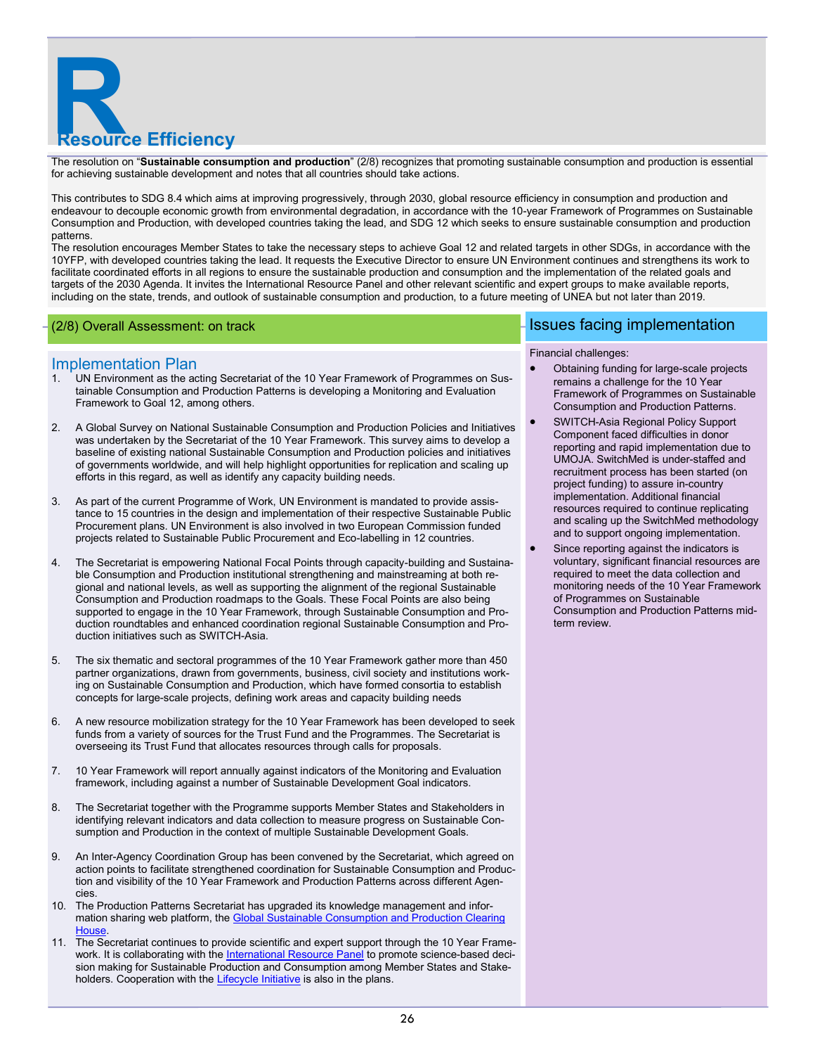# Resource Efficiency

The resolution on "**Sustainable consumption and production**" (2/8) recognizes that promoting sustainable consumption and production is essential for achieving sustainable development and notes that all countries should take actions.

This contributes to SDG 8.4 which aims at improving progressively, through 2030, global resource efficiency in consumption and production and endeavour to decouple economic growth from environmental degradation, in accordance with the 10-year Framework of Programmes on Sustainable Consumption and Production, with developed countries taking the lead, and SDG 12 which seeks to ensure sustainable consumption and production patterns.

The resolution encourages Member States to take the necessary steps to achieve Goal 12 and related targets in other SDGs, in accordance with the 10YFP, with developed countries taking the lead. It requests the Executive Director to ensure UN Environment continues and strengthens its work to facilitate coordinated efforts in all regions to ensure the sustainable production and consumption and the implementation of the related goals and targets of the 2030 Agenda. It invites the International Resource Panel and other relevant scientific and expert groups to make available reports, including on the state, trends, and outlook of sustainable consumption and production, to a future meeting of UNEA but not later than 2019.

## (2/8) Overall Assessment: on track

### Implementation Plan

1. UN Environment as the acting Secretariat of the 10 Year Framework of Programmes on Sustainable Consumption and Production Patterns is developing a Monitoring and Evaluation Framework to Goal 12, among others.

2. A Global Survey on National Sustainable Consumption and Production Policies and Initiatives was undertaken by the Secretariat of the 10 Year Framework. This survey aims to develop a baseline of existing national Sustainable Consumption and Production policies and initiatives of governments worldwide, and will help highlight opportunities for replication and scaling up efforts in this regard, as well as identify any capacity building needs.

3. As part of the current Programme of Work, UN Environment is mandated to provide assistance to 15 countries in the design and implementation of their respective Sustainable Public Procurement plans. UN Environment is also involved in two European Commission funded projects related to Sustainable Public Procurement and Eco-labelling in 12 countries.

4. The Secretariat is empowering National Focal Points through capacity-building and Sustainable Consumption and Production institutional strengthening and mainstreaming at both regional and national levels, as well as supporting the alignment of the regional Sustainable Consumption and Production roadmaps to the Goals. These Focal Points are also being supported to engage in the 10 Year Framework, through Sustainable Consumption and Production roundtables and enhanced coordination regional Sustainable Consumption and Production initiatives such as SWITCH-Asia.

5. The six thematic and sectoral programmes of the 10 Year Framework gather more than 450 partner organizations, drawn from governments, business, civil society and institutions working on Sustainable Consumption and Production, which have formed consortia to establish concepts for large-scale projects, defining work areas and capacity building needs

6. A new resource mobilization strategy for the 10 Year Framework has been developed to seek funds from a variety of sources for the Trust Fund and the Programmes. The Secretariat is overseeing its Trust Fund that allocates resources through calls for proposals.

7. 10 Year Framework will report annually against indicators of the Monitoring and Evaluation framework, including against a number of Sustainable Development Goal indicators.

8. The Secretariat together with the Programme supports Member States and Stakeholders in identifying relevant indicators and data collection to measure progress on Sustainable Consumption and Production in the context of multiple Sustainable Development Goals.

9. An Inter-Agency Coordination Group has been convened by the Secretariat, which agreed on action points to facilitate strengthened coordination for Sustainable Consumption and Production and visibility of the 10 Year Framework and Production Patterns across different Agencies.

10. The Production Patterns Secretariat has upgraded its knowledge management and information sharing web platform, the Global Sustainable Consumption and Production Clearing House.

11. The Secretariat continues to provide scientific and expert support through the 10 Year Framework. It is collaborating with the International Resource Panel to promote science-based decision making for Sustainable Production and Consumption among Member States and Stakeholders. Cooperation with the Lifecycle Initiative is also in the plans.

## Issues facing implementation

Financial challenges:

- Obtaining funding for large-scale projects remains a challenge for the 10 Year Framework of Programmes on Sustainable Consumption and Production Patterns.
- SWITCH-Asia Regional Policy Support Component faced difficulties in donor reporting and rapid implementation due to UMOJA. SwitchMed is under-staffed and recruitment process has been started (on project funding) to assure in-country implementation. Additional financial resources required to continue replicating and scaling up the SwitchMed methodology and to support ongoing implementation.
- Since reporting against the indicators is voluntary, significant financial resources are required to meet the data collection and monitoring needs of the 10 Year Framework of Programmes on Sustainable Consumption and Production Patterns mid-term review.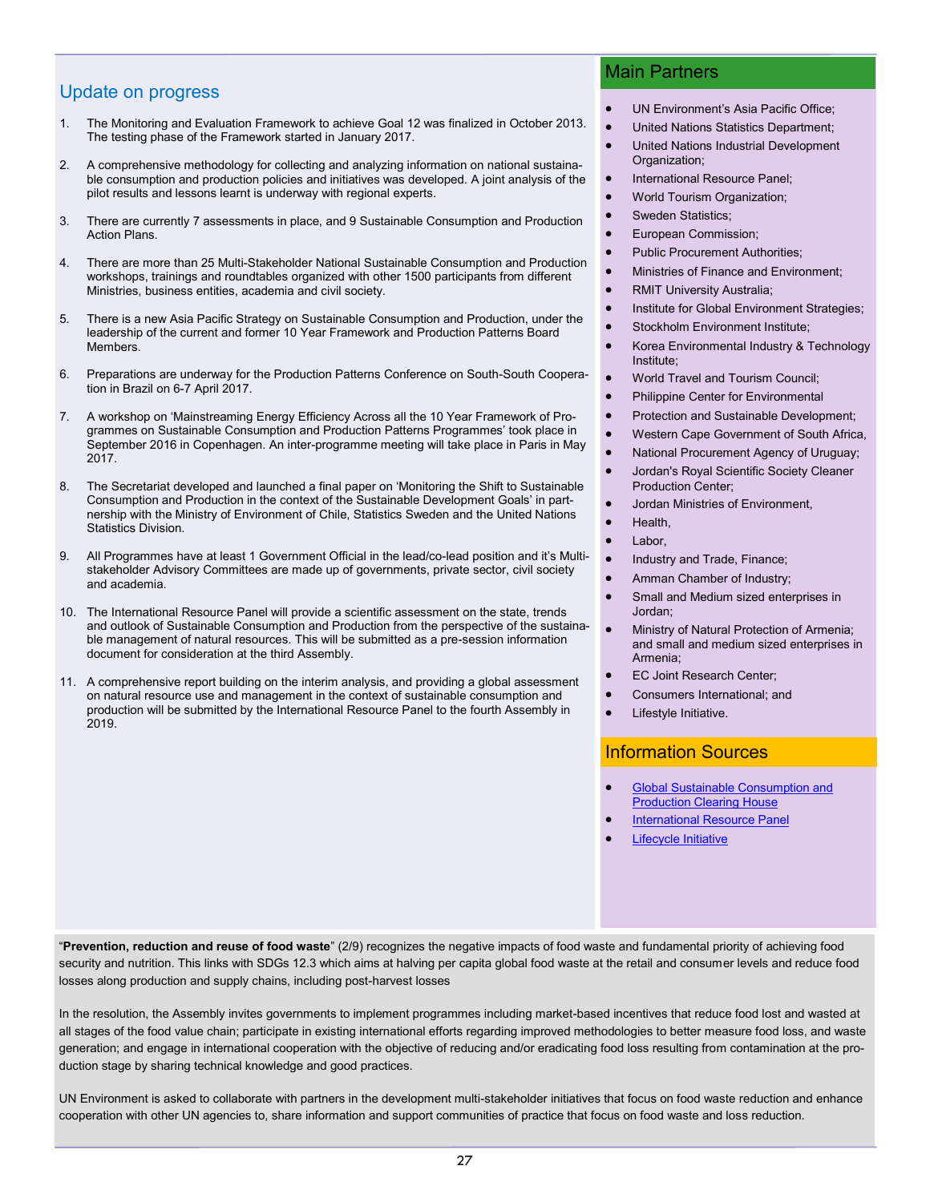## Update on progress

1. The Monitoring and Evaluation Framework to achieve Goal 12 was finalized in October 2013. The testing phase of the Framework started in January 2017.

2. A comprehensive methodology for collecting and analyzing information on national sustainable consumption and production policies and initiatives was developed. A joint analysis of the pilot results and lessons learnt is underway with regional experts.

3. There are currently 7 assessments in place, and 9 Sustainable Consumption and Production Action Plans.

4. There are more than 25 Multi-Stakeholder National Sustainable Consumption and Production workshops, trainings and roundtables organized with other 1500 participants from different Ministries, business entities, academia and civil society.

5. There is a new Asia Pacific Strategy on Sustainable Consumption and Production, under the leadership of the current and former 10 Year Framework and Production Patterns Board Members.

6. Preparations are underway for the Production Patterns Conference on South-South Cooperation in Brazil on 6-7 April 2017.

7. A workshop on 'Mainstreaming Energy Efficiency Across all the 10 Year Framework of Programmes on Sustainable Consumption and Production Patterns Programmes' took place in September 2016 in Copenhagen. An inter-programme meeting will take place in Paris in May 2017.

8. The Secretariat developed and launched a final paper on 'Monitoring the Shift to Sustainable Consumption and Production in the context of the Sustainable Development Goals' in partnership with the Ministry of Environment of Chile, Statistics Sweden and the United Nations Statistics Division.

9. All Programmes have at least 1 Government Official in the lead/co-lead position and it's Multi-stakeholder Advisory Committees are made up of governments, private sector, civil society and academia.

10. The International Resource Panel will provide a scientific assessment on the state, trends and outlook of Sustainable Consumption and Production from the perspective of the sustainable management of natural resources. This will be submitted as a pre-session information document for consideration at the third Assembly.

11. A comprehensive report building on the interim analysis, and providing a global assessment on natural resource use and management in the context of sustainable consumption and production will be submitted by the International Resource Panel to the fourth Assembly in 2019.

## Main Partners

- UN Environment's Asia Pacific Office;
- United Nations Statistics Department;
- United Nations Industrial Development Organization;
- International Resource Panel;
- World Tourism Organization;
- Sweden Statistics;
- European Commission;
- Public Procurement Authorities;
- Ministries of Finance and Environment;
- RMIT University Australia;
- Institute for Global Environment Strategies;
- Stockholm Environment Institute;
- Korea Environmental Industry & Technology Institute;
- World Travel and Tourism Council;
- Philippine Center for Environmental
- Protection and Sustainable Development;
- Western Cape Government of South Africa,
- National Procurement Agency of Uruguay;
- Jordan's Royal Scientific Society Cleaner Production Center;
- Jordan Ministries of Environment,
- Health,
- Labor,
- Industry and Trade, Finance;
- Amman Chamber of Industry;
- Small and Medium sized enterprises in Jordan;
- Ministry of Natural Protection of Armenia; and small and medium sized enterprises in Armenia;
- EC Joint Research Center;
- Consumers International; and
- Lifestyle Initiative.

## Information Sources

- Global Sustainable Consumption and Production Clearing House
- International Resource Panel
- Lifecycle Initiative

"**Prevention, reduction and reuse of food waste**" (2/9) recognizes the negative impacts of food waste and fundamental priority of achieving food security and nutrition. This links with SDGs 12.3 which aims at halving per capita global food waste at the retail and consumer levels and reduce food losses along production and supply chains, including post-harvest losses

In the resolution, the Assembly invites governments to implement programmes including market-based incentives that reduce food lost and wasted at all stages of the food value chain; participate in existing international efforts regarding improved methodologies to better measure food loss, and waste generation; and engage in international cooperation with the objective of reducing and/or eradicating food loss resulting from contamination at the production stage by sharing technical knowledge and good practices.

UN Environment is asked to collaborate with partners in the development multi-stakeholder initiatives that focus on food waste reduction and enhance cooperation with other UN agencies to, share information and support communities of practice that focus on food waste and loss reduction.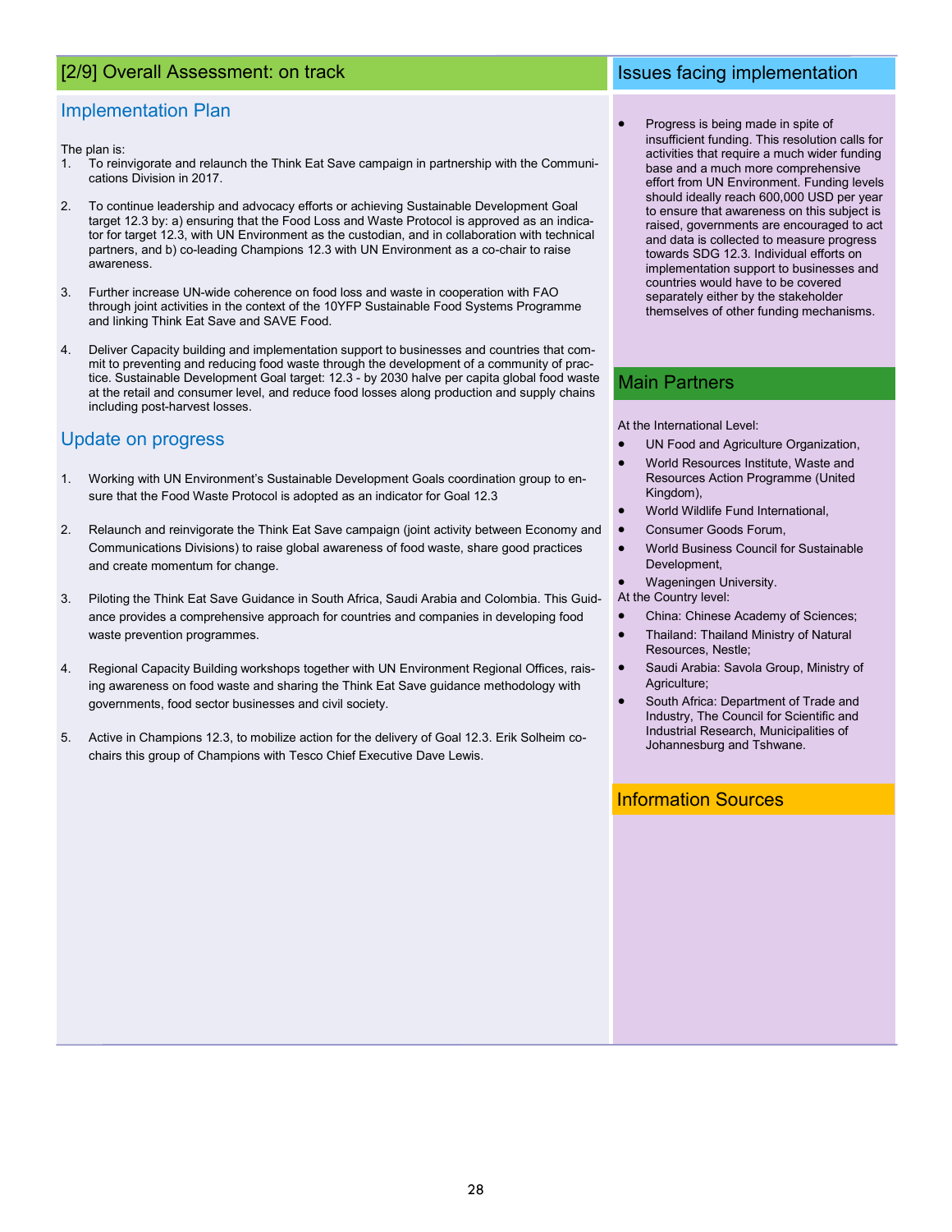## [2/9] Overall Assessment: on track

### Implementation Plan

The plan is:

1. To reinvigorate and relaunch the Think Eat Save campaign in partnership with the Communications Division in 2017.

2. To continue leadership and advocacy efforts or achieving Sustainable Development Goal target 12.3 by: a) ensuring that the Food Loss and Waste Protocol is approved as an indicator for target 12.3, with UN Environment as the custodian, and in collaboration with technical partners, and b) co-leading Champions 12.3 with UN Environment as a co-chair to raise awareness.

3. Further increase UN-wide coherence on food loss and waste in cooperation with FAO through joint activities in the context of the 10YFP Sustainable Food Systems Programme and linking Think Eat Save and SAVE Food.

4. Deliver Capacity building and implementation support to businesses and countries that commit to preventing and reducing food waste through the development of a community of practice. Sustainable Development Goal target: 12.3 - by 2030 halve per capita global food waste at the retail and consumer level, and reduce food losses along production and supply chains including post-harvest losses.

### Update on progress

1. Working with UN Environment's Sustainable Development Goals coordination group to ensure that the Food Waste Protocol is adopted as an indicator for Goal 12.3

2. Relaunch and reinvigorate the Think Eat Save campaign (joint activity between Economy and Communications Divisions) to raise global awareness of food waste, share good practices and create momentum for change.

3. Piloting the Think Eat Save Guidance in South Africa, Saudi Arabia and Colombia. This Guidance provides a comprehensive approach for countries and companies in developing food waste prevention programmes.

4. Regional Capacity Building workshops together with UN Environment Regional Offices, raising awareness on food waste and sharing the Think Eat Save guidance methodology with governments, food sector businesses and civil society.

5. Active in Champions 12.3, to mobilize action for the delivery of Goal 12.3. Erik Solheim co-chairs this group of Champions with Tesco Chief Executive Dave Lewis.

## Issues facing implementation

- Progress is being made in spite of insufficient funding. This resolution calls for activities that require a much wider funding base and a much more comprehensive effort from UN Environment. Funding levels should ideally reach 600,000 USD per year to ensure that awareness on this subject is raised, governments are encouraged to act and data is collected to measure progress towards SDG 12.3. Individual efforts on implementation support to businesses and countries would have to be covered separately either by the stakeholder themselves of other funding mechanisms.

## Main Partners

At the International Level:

- UN Food and Agriculture Organization,
- World Resources Institute, Waste and Resources Action Programme (United Kingdom),
- World Wildlife Fund International,
- Consumer Goods Forum,
- World Business Council for Sustainable Development,
- Wageningen University.

At the Country level:

- China: Chinese Academy of Sciences;
- Thailand: Thailand Ministry of Natural Resources, Nestle;
- Saudi Arabia: Savola Group, Ministry of Agriculture;
- South Africa: Department of Trade and Industry, The Council for Scientific and Industrial Research, Municipalities of Johannesburg and Tshwane.

## Information Sources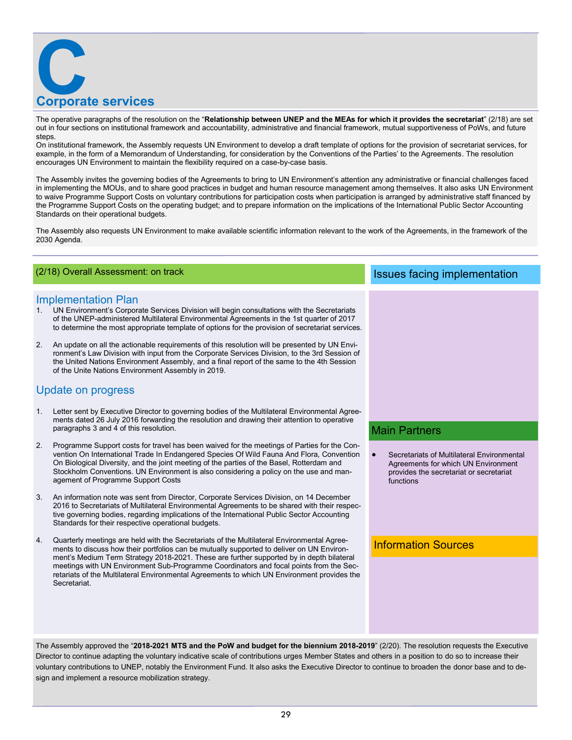# C

## Corporate services

The operative paragraphs of the resolution on the "**Relationship between UNEP and the MEAs for which it provides the secretariat**" (2/18) are set out in four sections on institutional framework and accountability, administrative and financial framework, mutual supportiveness of PoWs, and future steps.

On institutional framework, the Assembly requests UN Environment to develop a draft template of options for the provision of secretariat services, for example, in the form of a Memorandum of Understanding, for consideration by the Conventions of the Parties' to the Agreements. The resolution encourages UN Environment to maintain the flexibility required on a case-by-case basis.

The Assembly invites the governing bodies of the Agreements to bring to UN Environment's attention any administrative or financial challenges faced in implementing the MOUs, and to share good practices in budget and human resource management among themselves. It also asks UN Environment to waive Programme Support Costs on voluntary contributions for participation costs when participation is arranged by administrative staff financed by the Programme Support Costs on the operating budget; and to prepare information on the implications of the International Public Sector Accounting Standards on their operational budgets.

The Assembly also requests UN Environment to make available scientific information relevant to the work of the Agreements, in the framework of the 2030 Agenda.

### (2/18) Overall Assessment: on track

### Implementation Plan

1. UN Environment's Corporate Services Division will begin consultations with the Secretariats of the UNEP-administered Multilateral Environmental Agreements in the 1st quarter of 2017 to determine the most appropriate template of options for the provision of secretariat services.
2. An update on all the actionable requirements of this resolution will be presented by UN Environment's Law Division with input from the Corporate Services Division, to the 3rd Session of the United Nations Environment Assembly, and a final report of the same to the 4th Session of the Unite Nations Environment Assembly in 2019.

### Update on progress

1. Letter sent by Executive Director to governing bodies of the Multilateral Environmental Agreements dated 26 July 2016 forwarding the resolution and drawing their attention to operative paragraphs 3 and 4 of this resolution.
2. Programme Support costs for travel has been waived for the meetings of Parties for the Convention On International Trade In Endangered Species Of Wild Fauna And Flora, Convention On Biological Diversity, and the joint meeting of the parties of the Basel, Rotterdam and Stockholm Conventions. UN Environment is also considering a policy on the use and management of Programme Support Costs
3. An information note was sent from Director, Corporate Services Division, on 14 December 2016 to Secretariats of Multilateral Environmental Agreements to be shared with their respective governing bodies, regarding implications of the International Public Sector Accounting Standards for their respective operational budgets.
4. Quarterly meetings are held with the Secretariats of the Multilateral Environmental Agreements to discuss how their portfolios can be mutually supported to deliver on UN Environment's Medium Term Strategy 2018-2021. These are further supported by in depth bilateral meetings with UN Environment Sub-Programme Coordinators and focal points from the Secretariats of the Multilateral Environmental Agreements to which UN Environment provides the Secretariat.

### Issues facing implementation

### Main Partners

- Secretariats of Multilateral Environmental Agreements for which UN Environment provides the secretariat or secretariat functions

### Information Sources

The Assembly approved the "**2018-2021 MTS and the PoW and budget for the biennium 2018-2019**" (2/20). The resolution requests the Executive Director to continue adapting the voluntary indicative scale of contributions urges Member States and others in a position to do so to increase their voluntary contributions to UNEP, notably the Environment Fund. It also asks the Executive Director to continue to broaden the donor base and to design and implement a resource mobilization strategy.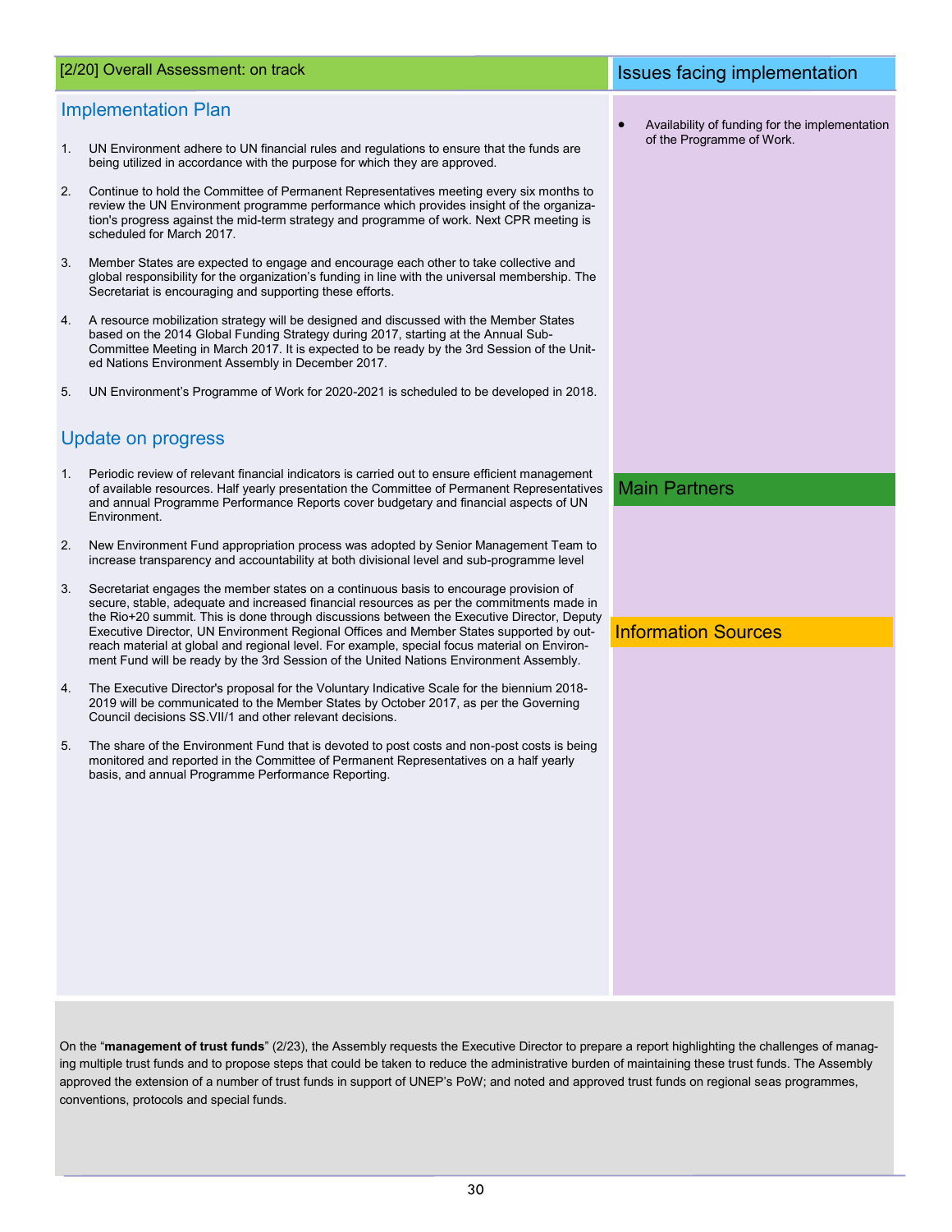## [2/20] Overall Assessment: on track

### Implementation Plan

1. UN Environment adhere to UN financial rules and regulations to ensure that the funds are being utilized in accordance with the purpose for which they are approved.

2. Continue to hold the Committee of Permanent Representatives meeting every six months to review the UN Environment programme performance which provides insight of the organization's progress against the mid-term strategy and programme of work. Next CPR meeting is scheduled for March 2017.

3. Member States are expected to engage and encourage each other to take collective and global responsibility for the organization's funding in line with the universal membership. The Secretariat is encouraging and supporting these efforts.

4. A resource mobilization strategy will be designed and discussed with the Member States based on the 2014 Global Funding Strategy during 2017, starting at the Annual Sub-Committee Meeting in March 2017. It is expected to be ready by the 3rd Session of the United Nations Environment Assembly in December 2017.

5. UN Environment's Programme of Work for 2020-2021 is scheduled to be developed in 2018.

### Update on progress

1. Periodic review of relevant financial indicators is carried out to ensure efficient management of available resources. Half yearly presentation the Committee of Permanent Representatives and annual Programme Performance Reports cover budgetary and financial aspects of UN Environment.

2. New Environment Fund appropriation process was adopted by Senior Management Team to increase transparency and accountability at both divisional level and sub-programme level

3. Secretariat engages the member states on a continuous basis to encourage provision of secure, stable, adequate and increased financial resources as per the commitments made in the Rio+20 summit. This is done through discussions between the Executive Director, Deputy Executive Director, UN Environment Regional Offices and Member States supported by outreach material at global and regional level. For example, special focus material on Environment Fund will be ready by the 3rd Session of the United Nations Environment Assembly.

4. The Executive Director's proposal for the Voluntary Indicative Scale for the biennium 2018-2019 will be communicated to the Member States by October 2017, as per the Governing Council decisions SS.VII/1 and other relevant decisions.

5. The share of the Environment Fund that is devoted to post costs and non-post costs is being monitored and reported in the Committee of Permanent Representatives on a half yearly basis, and annual Programme Performance Reporting.

### Issues facing implementation

- Availability of funding for the implementation of the Programme of Work.

### Main Partners

### Information Sources

On the "**management of trust funds**" (2/23), the Assembly requests the Executive Director to prepare a report highlighting the challenges of managing multiple trust funds and to propose steps that could be taken to reduce the administrative burden of maintaining these trust funds. The Assembly approved the extension of a number of trust funds in support of UNEP's PoW; and noted and approved trust funds on regional seas programmes, conventions, protocols and special funds.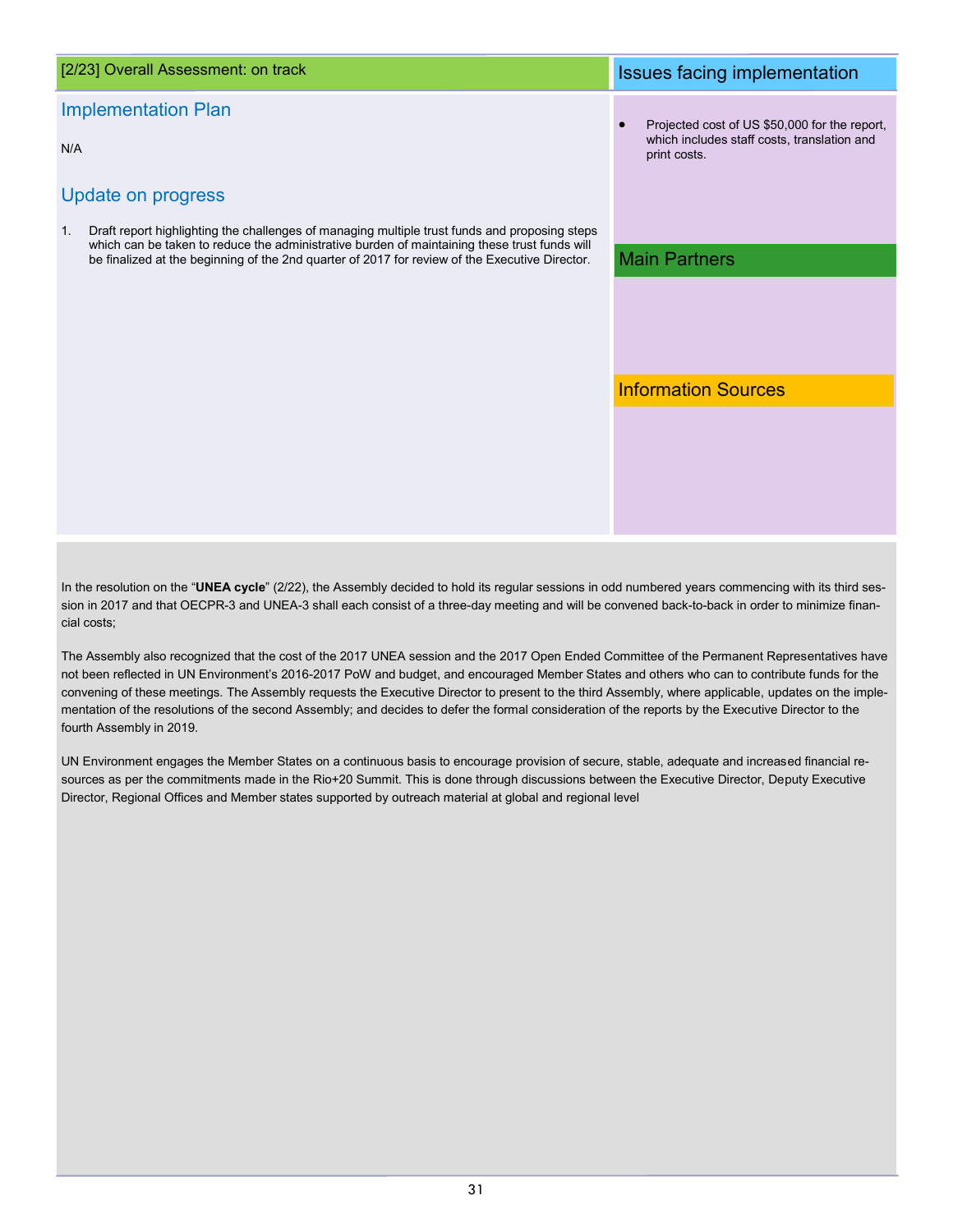## [2/23] Overall Assessment: on track

### Implementation Plan

N/A

### Update on progress

1. Draft report highlighting the challenges of managing multiple trust funds and proposing steps which can be taken to reduce the administrative burden of maintaining these trust funds will be finalized at the beginning of the 2nd quarter of 2017 for review of the Executive Director.

### Issues facing implementation

- Projected cost of US $50,000 for the report, which includes staff costs, translation and print costs.

### Main Partners

### Information Sources

In the resolution on the "**UNEA cycle**" (2/22), the Assembly decided to hold its regular sessions in odd numbered years commencing with its third session in 2017 and that OECPR-3 and UNEA-3 shall each consist of a three-day meeting and will be convened back-to-back in order to minimize financial costs;

The Assembly also recognized that the cost of the 2017 UNEA session and the 2017 Open Ended Committee of the Permanent Representatives have not been reflected in UN Environment's 2016-2017 PoW and budget, and encouraged Member States and others who can to contribute funds for the convening of these meetings. The Assembly requests the Executive Director to present to the third Assembly, where applicable, updates on the implementation of the resolutions of the second Assembly; and decides to defer the formal consideration of the reports by the Executive Director to the fourth Assembly in 2019.

UN Environment engages the Member States on a continuous basis to encourage provision of secure, stable, adequate and increased financial resources as per the commitments made in the Rio+20 Summit. This is done through discussions between the Executive Director, Deputy Executive Director, Regional Offices and Member states supported by outreach material at global and regional level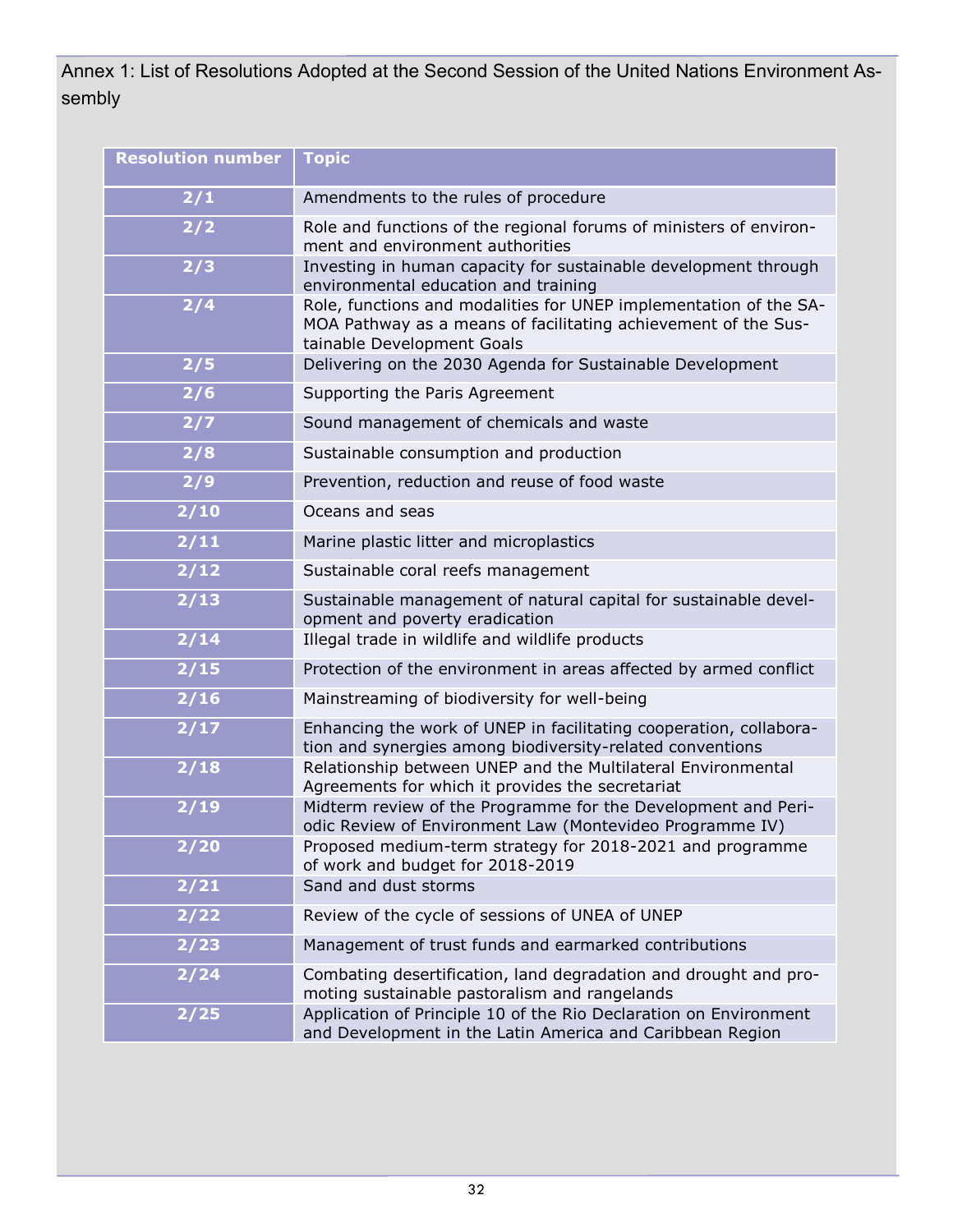Annex 1: List of Resolutions Adopted at the Second Session of the United Nations Environment Assembly

| Resolution number | Topic |
|---|---|
| 2/1 | Amendments to the rules of procedure |
| 2/2 | Role and functions of the regional forums of ministers of environment and environment authorities |
| 2/3 | Investing in human capacity for sustainable development through environmental education and training |
| 2/4 | Role, functions and modalities for UNEP implementation of the SAMOA Pathway as a means of facilitating achievement of the Sustainable Development Goals |
| 2/5 | Delivering on the 2030 Agenda for Sustainable Development |
| 2/6 | Supporting the Paris Agreement |
| 2/7 | Sound management of chemicals and waste |
| 2/8 | Sustainable consumption and production |
| 2/9 | Prevention, reduction and reuse of food waste |
| 2/10 | Oceans and seas |
| 2/11 | Marine plastic litter and microplastics |
| 2/12 | Sustainable coral reefs management |
| 2/13 | Sustainable management of natural capital for sustainable development and poverty eradication |
| 2/14 | Illegal trade in wildlife and wildlife products |
| 2/15 | Protection of the environment in areas affected by armed conflict |
| 2/16 | Mainstreaming of biodiversity for well-being |
| 2/17 | Enhancing the work of UNEP in facilitating cooperation, collaboration and synergies among biodiversity-related conventions |
| 2/18 | Relationship between UNEP and the Multilateral Environmental Agreements for which it provides the secretariat |
| 2/19 | Midterm review of the Programme for the Development and Periodic Review of Environment Law (Montevideo Programme IV) |
| 2/20 | Proposed medium-term strategy for 2018-2021 and programme of work and budget for 2018-2019 |
| 2/21 | Sand and dust storms |
| 2/22 | Review of the cycle of sessions of UNEA of UNEP |
| 2/23 | Management of trust funds and earmarked contributions |
| 2/24 | Combating desertification, land degradation and drought and promoting sustainable pastoralism and rangelands |
| 2/25 | Application of Principle 10 of the Rio Declaration on Environment and Development in the Latin America and Caribbean Region |